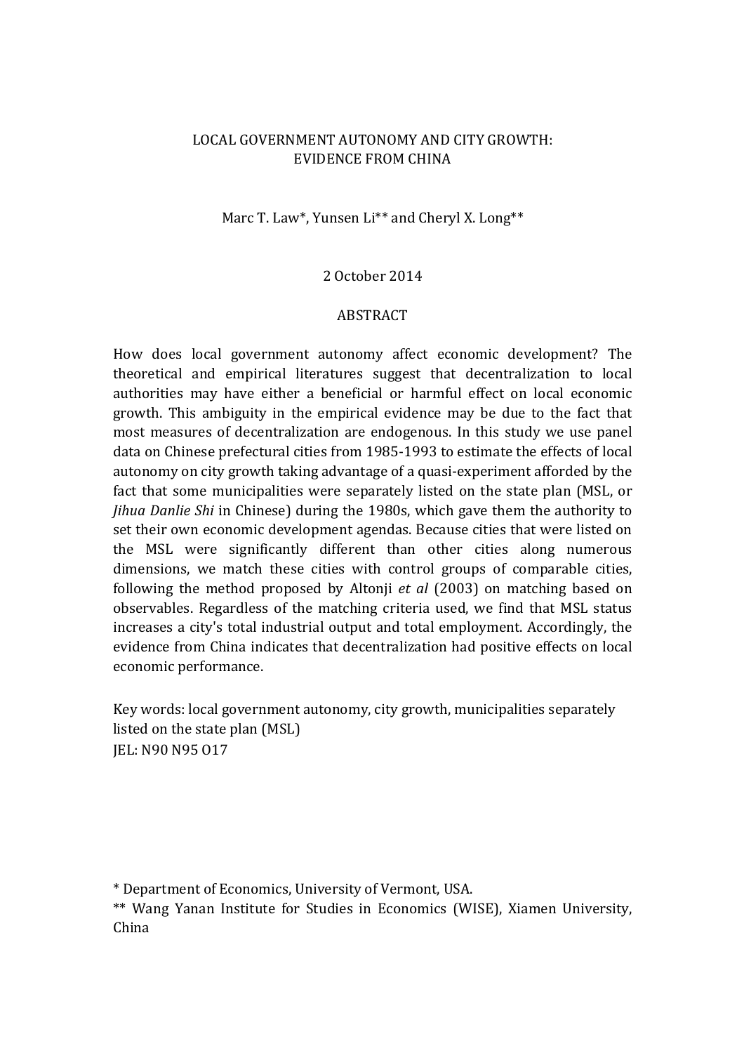# LOCAL GOVERNMENT AUTONOMY AND CITY GROWTH: EVIDENCE FROM CHINA

Marc T. Law*, Yunsen Li** and Cheryl X. Long**

2 October 2014

## ABSTRACT

How does local government autonomy affect economic development? The theoretical and empirical literatures suggest that decentralization to local authorities may have either a beneficial or harmful effect on local economic growth. This ambiguity in the empirical evidence may be due to the fact that most measures of decentralization are endogenous. In this study we use panel data on Chinese prefectural cities from 1985-1993 to estimate the effects of local autonomy on city growth taking advantage of a quasi-experiment afforded by the fact that some municipalities were separately listed on the state plan (MSL, or *Jihua Danlie Shi* in Chinese) during the 1980s, which gave them the authority to set their own economic development agendas. Because cities that were listed on the MSL were significantly different than other cities along numerous dimensions, we match these cities with control groups of comparable cities, following the method proposed by Altonji *et al* (2003) on matching based on observables. Regardless of the matching criteria used, we find that MSL status increases a city's total industrial output and total employment. Accordingly, the evidence from China indicates that decentralization had positive effects on local economic performance.

Key words: local government autonomy, city growth, municipalities separately listed on the state plan (MSL)
JEL: N90 N95 O17

\* Department of Economics, University of Vermont, USA.
\*\* Wang Yanan Institute for Studies in Economics (WISE), Xiamen University, China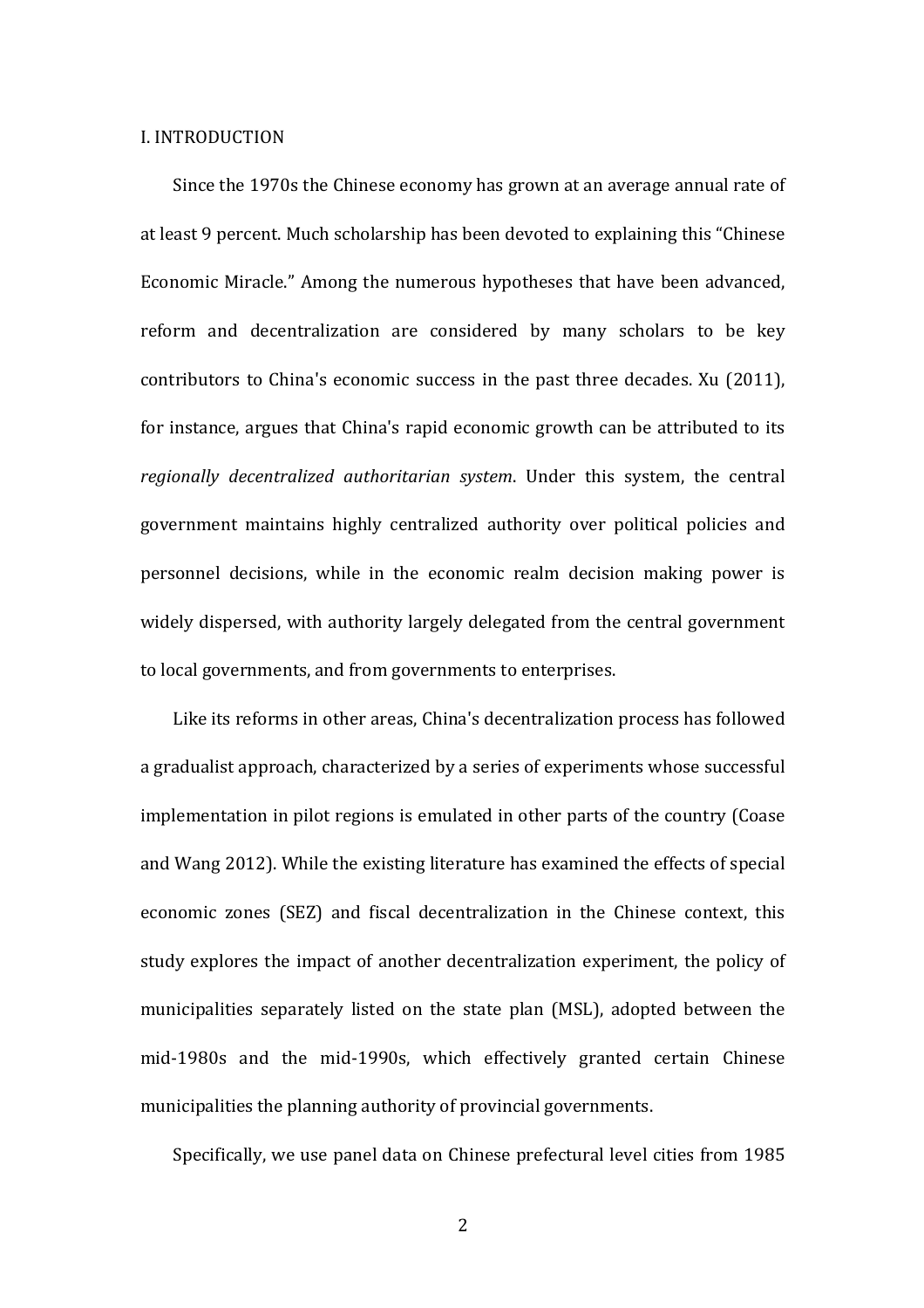# I. INTRODUCTION

Since the 1970s the Chinese economy has grown at an average annual rate of at least 9 percent. Much scholarship has been devoted to explaining this "Chinese Economic Miracle." Among the numerous hypotheses that have been advanced, reform and decentralization are considered by many scholars to be key contributors to China's economic success in the past three decades. Xu (2011), for instance, argues that China's rapid economic growth can be attributed to its *regionally decentralized authoritarian system*. Under this system, the central government maintains highly centralized authority over political policies and personnel decisions, while in the economic realm decision making power is widely dispersed, with authority largely delegated from the central government to local governments, and from governments to enterprises.

Like its reforms in other areas, China's decentralization process has followed a gradualist approach, characterized by a series of experiments whose successful implementation in pilot regions is emulated in other parts of the country (Coase and Wang 2012). While the existing literature has examined the effects of special economic zones (SEZ) and fiscal decentralization in the Chinese context, this study explores the impact of another decentralization experiment, the policy of municipalities separately listed on the state plan (MSL), adopted between the mid-1980s and the mid-1990s, which effectively granted certain Chinese municipalities the planning authority of provincial governments.

Specifically, we use panel data on Chinese prefectural level cities from 1985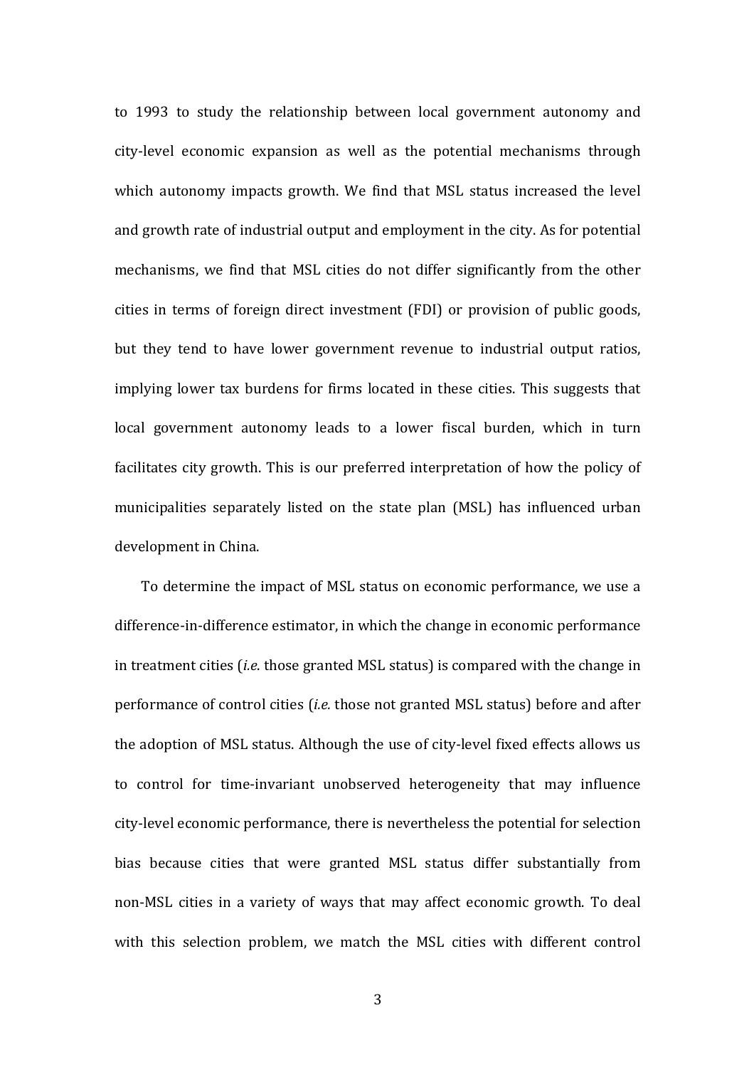to 1993 to study the relationship between local government autonomy and city-level economic expansion as well as the potential mechanisms through which autonomy impacts growth. We find that MSL status increased the level and growth rate of industrial output and employment in the city. As for potential mechanisms, we find that MSL cities do not differ significantly from the other cities in terms of foreign direct investment (FDI) or provision of public goods, but they tend to have lower government revenue to industrial output ratios, implying lower tax burdens for firms located in these cities. This suggests that local government autonomy leads to a lower fiscal burden, which in turn facilitates city growth. This is our preferred interpretation of how the policy of municipalities separately listed on the state plan (MSL) has influenced urban development in China.

To determine the impact of MSL status on economic performance, we use a difference-in-difference estimator, in which the change in economic performance in treatment cities (*i.e.* those granted MSL status) is compared with the change in performance of control cities (*i.e.* those not granted MSL status) before and after the adoption of MSL status. Although the use of city-level fixed effects allows us to control for time-invariant unobserved heterogeneity that may influence city-level economic performance, there is nevertheless the potential for selection bias because cities that were granted MSL status differ substantially from non-MSL cities in a variety of ways that may affect economic growth. To deal with this selection problem, we match the MSL cities with different control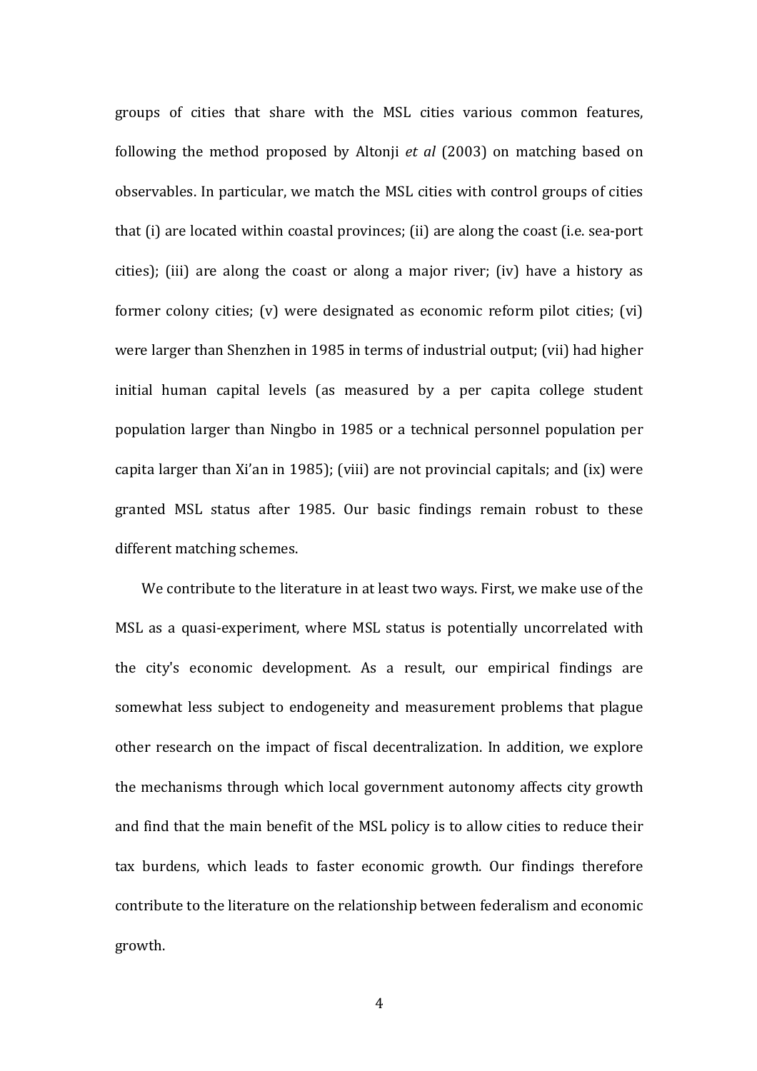groups of cities that share with the MSL cities various common features, following the method proposed by Altonji *et al* (2003) on matching based on observables. In particular, we match the MSL cities with control groups of cities that (i) are located within coastal provinces; (ii) are along the coast (i.e. sea-port cities); (iii) are along the coast or along a major river; (iv) have a history as former colony cities; (v) were designated as economic reform pilot cities; (vi) were larger than Shenzhen in 1985 in terms of industrial output; (vii) had higher initial human capital levels (as measured by a per capita college student population larger than Ningbo in 1985 or a technical personnel population per capita larger than Xi'an in 1985); (viii) are not provincial capitals; and (ix) were granted MSL status after 1985. Our basic findings remain robust to these different matching schemes.

We contribute to the literature in at least two ways. First, we make use of the MSL as a quasi-experiment, where MSL status is potentially uncorrelated with the city's economic development. As a result, our empirical findings are somewhat less subject to endogeneity and measurement problems that plague other research on the impact of fiscal decentralization. In addition, we explore the mechanisms through which local government autonomy affects city growth and find that the main benefit of the MSL policy is to allow cities to reduce their tax burdens, which leads to faster economic growth. Our findings therefore contribute to the literature on the relationship between federalism and economic growth.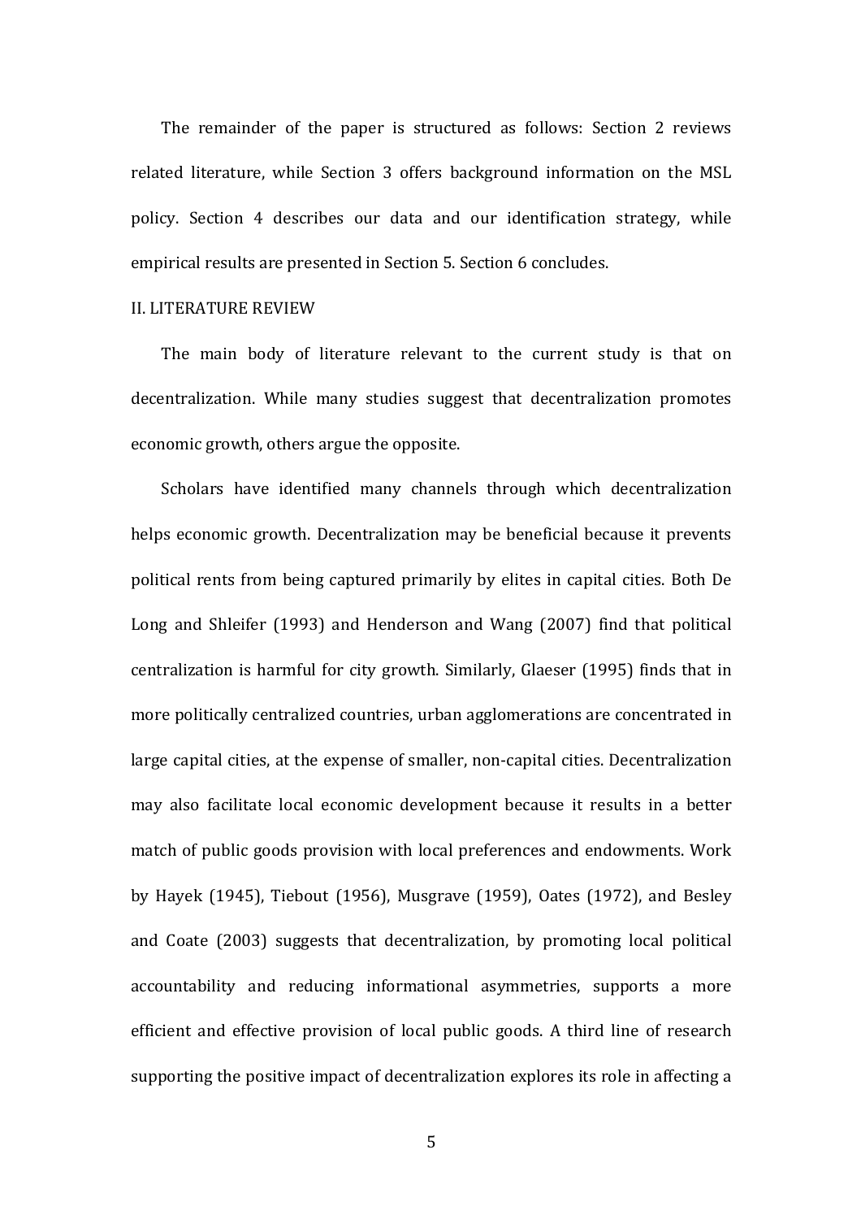The remainder of the paper is structured as follows: Section 2 reviews related literature, while Section 3 offers background information on the MSL policy. Section 4 describes our data and our identification strategy, while empirical results are presented in Section 5. Section 6 concludes.

## II. LITERATURE REVIEW

The main body of literature relevant to the current study is that on decentralization. While many studies suggest that decentralization promotes economic growth, others argue the opposite.

Scholars have identified many channels through which decentralization helps economic growth. Decentralization may be beneficial because it prevents political rents from being captured primarily by elites in capital cities. Both De Long and Shleifer (1993) and Henderson and Wang (2007) find that political centralization is harmful for city growth. Similarly, Glaeser (1995) finds that in more politically centralized countries, urban agglomerations are concentrated in large capital cities, at the expense of smaller, non-capital cities. Decentralization may also facilitate local economic development because it results in a better match of public goods provision with local preferences and endowments. Work by Hayek (1945), Tiebout (1956), Musgrave (1959), Oates (1972), and Besley and Coate (2003) suggests that decentralization, by promoting local political accountability and reducing informational asymmetries, supports a more efficient and effective provision of local public goods. A third line of research supporting the positive impact of decentralization explores its role in affecting a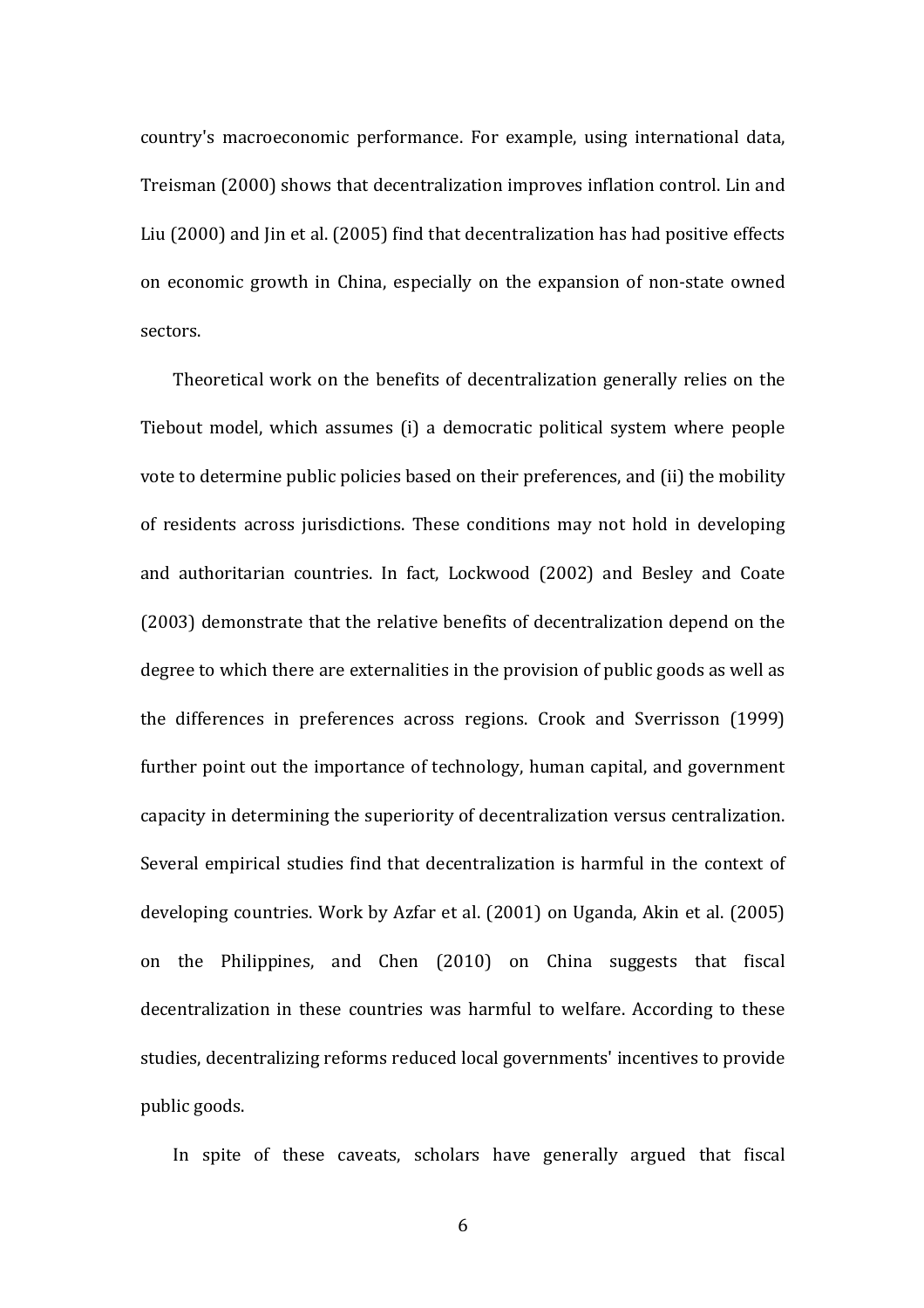country's macroeconomic performance. For example, using international data, Treisman (2000) shows that decentralization improves inflation control. Lin and Liu (2000) and Jin et al. (2005) find that decentralization has had positive effects on economic growth in China, especially on the expansion of non-state owned sectors.

Theoretical work on the benefits of decentralization generally relies on the Tiebout model, which assumes (i) a democratic political system where people vote to determine public policies based on their preferences, and (ii) the mobility of residents across jurisdictions. These conditions may not hold in developing and authoritarian countries. In fact, Lockwood (2002) and Besley and Coate (2003) demonstrate that the relative benefits of decentralization depend on the degree to which there are externalities in the provision of public goods as well as the differences in preferences across regions. Crook and Sverrisson (1999) further point out the importance of technology, human capital, and government capacity in determining the superiority of decentralization versus centralization. Several empirical studies find that decentralization is harmful in the context of developing countries. Work by Azfar et al. (2001) on Uganda, Akin et al. (2005) on the Philippines, and Chen (2010) on China suggests that fiscal decentralization in these countries was harmful to welfare. According to these studies, decentralizing reforms reduced local governments' incentives to provide public goods.

In spite of these caveats, scholars have generally argued that fiscal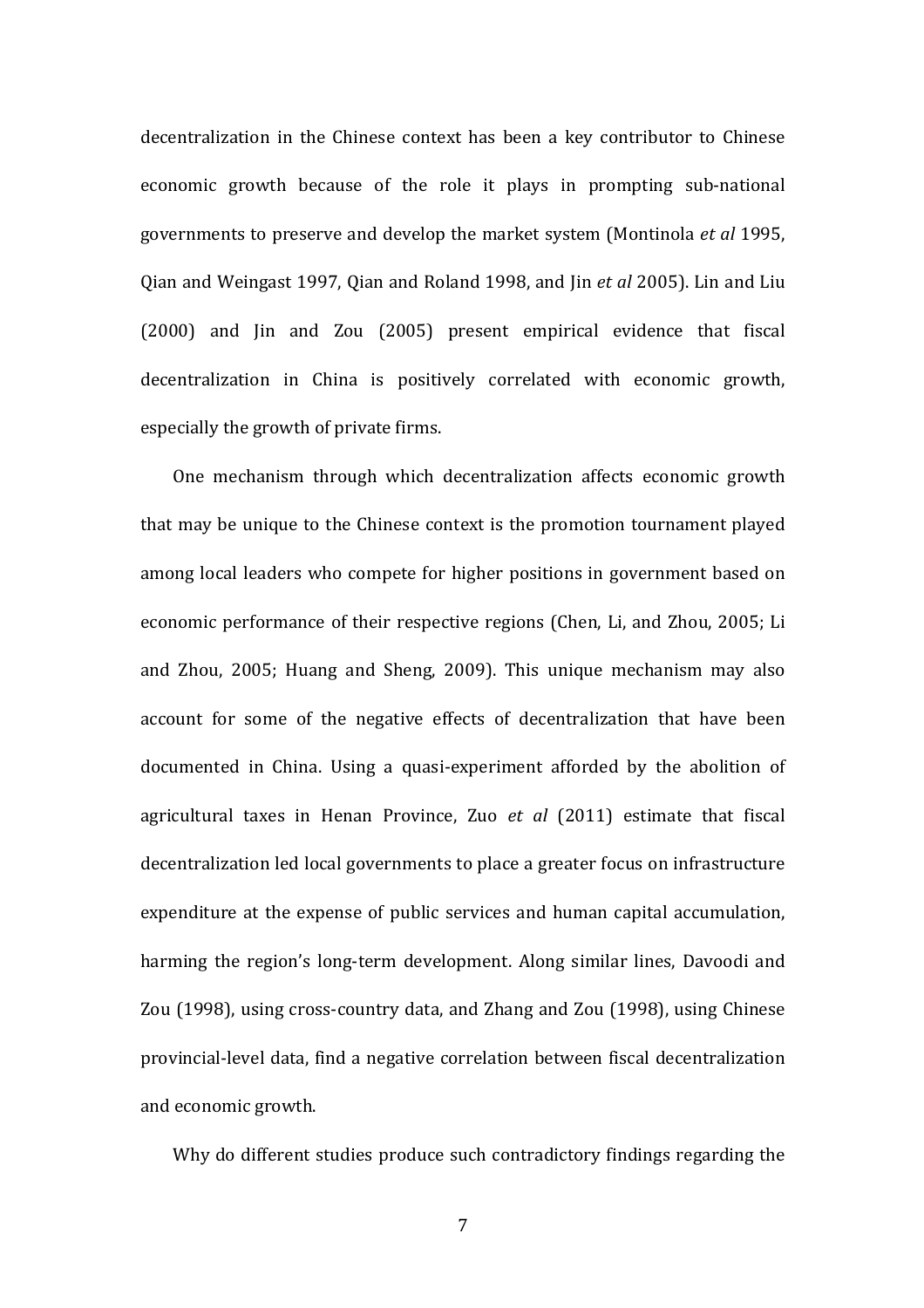decentralization in the Chinese context has been a key contributor to Chinese economic growth because of the role it plays in prompting sub-national governments to preserve and develop the market system (Montinola *et al* 1995, Qian and Weingast 1997, Qian and Roland 1998, and Jin *et al* 2005). Lin and Liu (2000) and Jin and Zou (2005) present empirical evidence that fiscal decentralization in China is positively correlated with economic growth, especially the growth of private firms.

One mechanism through which decentralization affects economic growth that may be unique to the Chinese context is the promotion tournament played among local leaders who compete for higher positions in government based on economic performance of their respective regions (Chen, Li, and Zhou, 2005; Li and Zhou, 2005; Huang and Sheng, 2009). This unique mechanism may also account for some of the negative effects of decentralization that have been documented in China. Using a quasi-experiment afforded by the abolition of agricultural taxes in Henan Province, Zuo *et al* (2011) estimate that fiscal decentralization led local governments to place a greater focus on infrastructure expenditure at the expense of public services and human capital accumulation, harming the region's long-term development. Along similar lines, Davoodi and Zou (1998), using cross-country data, and Zhang and Zou (1998), using Chinese provincial-level data, find a negative correlation between fiscal decentralization and economic growth.

Why do different studies produce such contradictory findings regarding the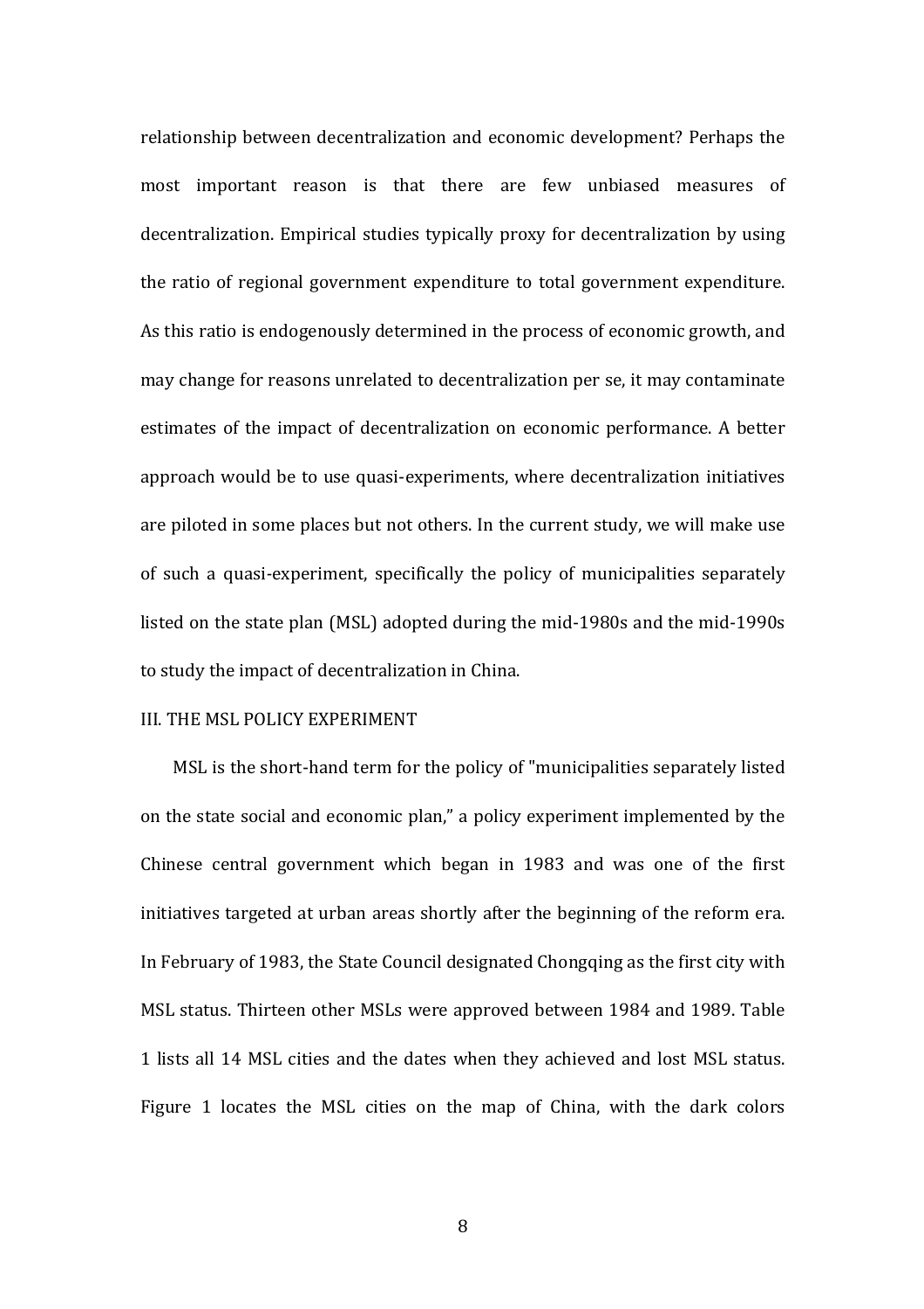relationship between decentralization and economic development? Perhaps the most important reason is that there are few unbiased measures of decentralization. Empirical studies typically proxy for decentralization by using the ratio of regional government expenditure to total government expenditure. As this ratio is endogenously determined in the process of economic growth, and may change for reasons unrelated to decentralization per se, it may contaminate estimates of the impact of decentralization on economic performance. A better approach would be to use quasi-experiments, where decentralization initiatives are piloted in some places but not others. In the current study, we will make use of such a quasi-experiment, specifically the policy of municipalities separately listed on the state plan (MSL) adopted during the mid-1980s and the mid-1990s to study the impact of decentralization in China.

## III. THE MSL POLICY EXPERIMENT

MSL is the short-hand term for the policy of "municipalities separately listed on the state social and economic plan," a policy experiment implemented by the Chinese central government which began in 1983 and was one of the first initiatives targeted at urban areas shortly after the beginning of the reform era. In February of 1983, the State Council designated Chongqing as the first city with MSL status. Thirteen other MSLs were approved between 1984 and 1989. Table 1 lists all 14 MSL cities and the dates when they achieved and lost MSL status. Figure 1 locates the MSL cities on the map of China, with the dark colors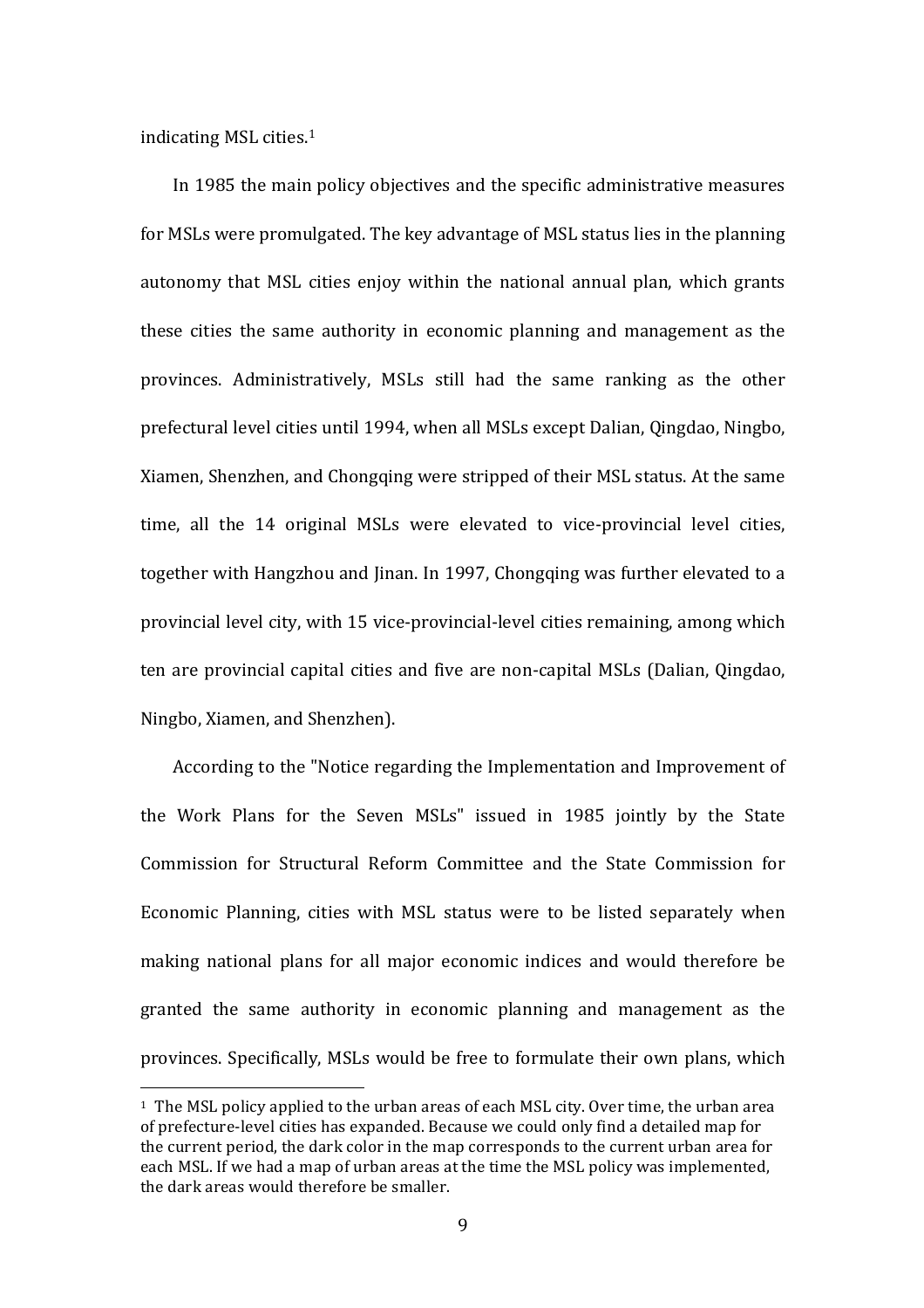indicating MSL cities.[1]

In 1985 the main policy objectives and the specific administrative measures for MSLs were promulgated. The key advantage of MSL status lies in the planning autonomy that MSL cities enjoy within the national annual plan, which grants these cities the same authority in economic planning and management as the provinces. Administratively, MSLs still had the same ranking as the other prefectural level cities until 1994, when all MSLs except Dalian, Qingdao, Ningbo, Xiamen, Shenzhen, and Chongqing were stripped of their MSL status. At the same time, all the 14 original MSLs were elevated to vice-provincial level cities, together with Hangzhou and Jinan. In 1997, Chongqing was further elevated to a provincial level city, with 15 vice-provincial-level cities remaining, among which ten are provincial capital cities and five are non-capital MSLs (Dalian, Qingdao, Ningbo, Xiamen, and Shenzhen).

According to the "Notice regarding the Implementation and Improvement of the Work Plans for the Seven MSLs" issued in 1985 jointly by the State Commission for Structural Reform Committee and the State Commission for Economic Planning, cities with MSL status were to be listed separately when making national plans for all major economic indices and would therefore be granted the same authority in economic planning and management as the provinces. Specifically, MSLs would be free to formulate their own plans, which

---

[1] The MSL policy applied to the urban areas of each MSL city. Over time, the urban area of prefecture-level cities has expanded. Because we could only find a detailed map for the current period, the dark color in the map corresponds to the current urban area for each MSL. If we had a map of urban areas at the time the MSL policy was implemented, the dark areas would therefore be smaller.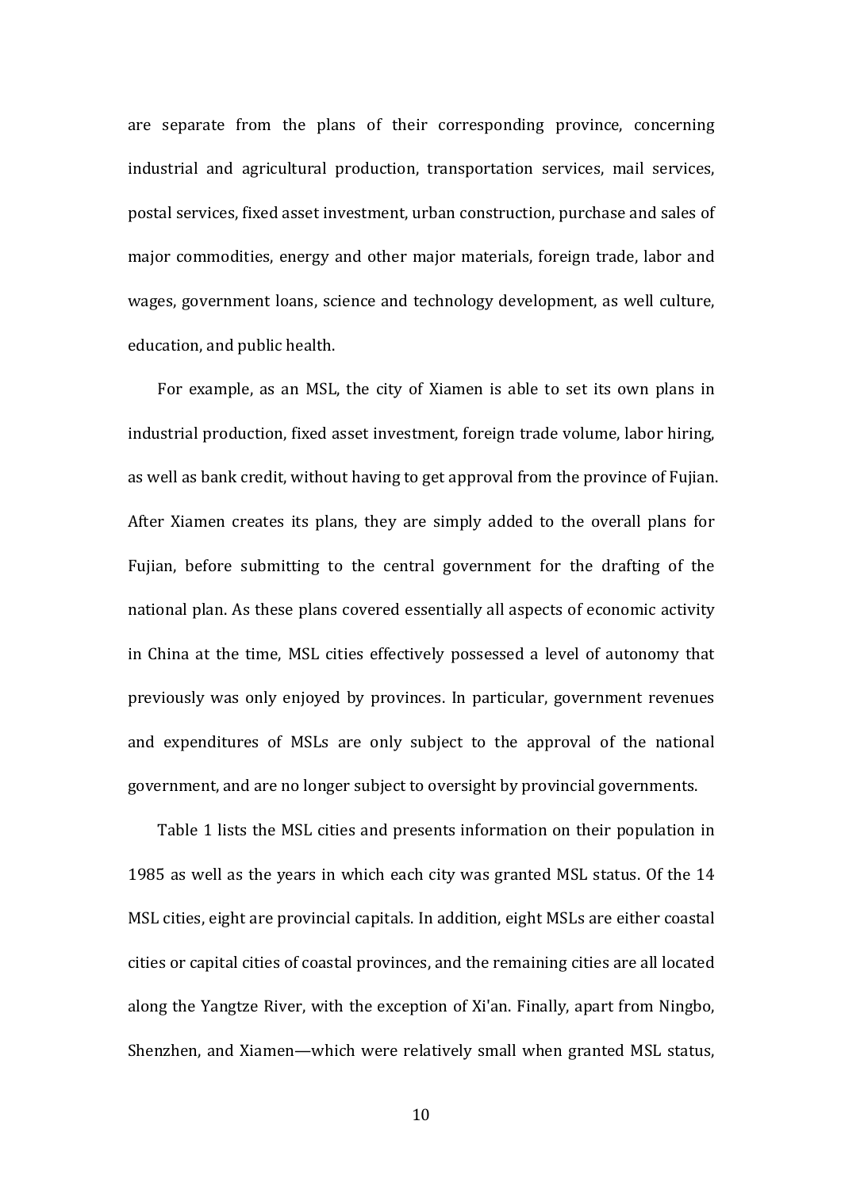are separate from the plans of their corresponding province, concerning industrial and agricultural production, transportation services, mail services, postal services, fixed asset investment, urban construction, purchase and sales of major commodities, energy and other major materials, foreign trade, labor and wages, government loans, science and technology development, as well culture, education, and public health.

For example, as an MSL, the city of Xiamen is able to set its own plans in industrial production, fixed asset investment, foreign trade volume, labor hiring, as well as bank credit, without having to get approval from the province of Fujian. After Xiamen creates its plans, they are simply added to the overall plans for Fujian, before submitting to the central government for the drafting of the national plan. As these plans covered essentially all aspects of economic activity in China at the time, MSL cities effectively possessed a level of autonomy that previously was only enjoyed by provinces. In particular, government revenues and expenditures of MSLs are only subject to the approval of the national government, and are no longer subject to oversight by provincial governments.

Table 1 lists the MSL cities and presents information on their population in 1985 as well as the years in which each city was granted MSL status. Of the 14 MSL cities, eight are provincial capitals. In addition, eight MSLs are either coastal cities or capital cities of coastal provinces, and the remaining cities are all located along the Yangtze River, with the exception of Xi'an. Finally, apart from Ningbo, Shenzhen, and Xiamen—which were relatively small when granted MSL status,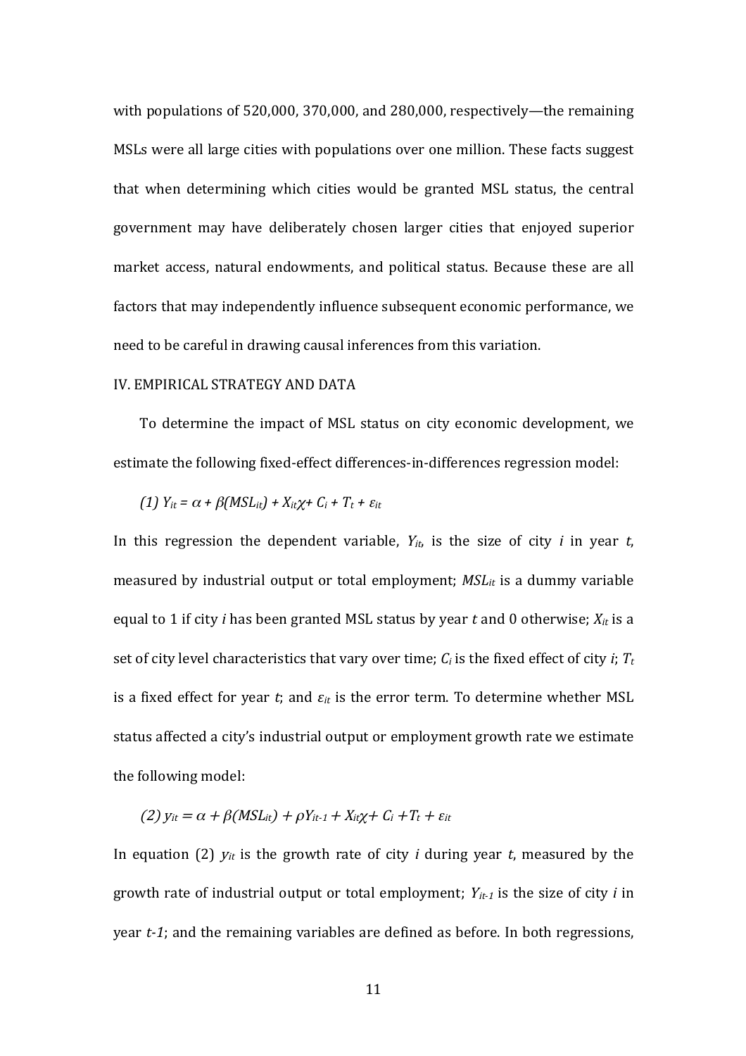with populations of 520,000, 370,000, and 280,000, respectively—the remaining MSLs were all large cities with populations over one million. These facts suggest that when determining which cities would be granted MSL status, the central government may have deliberately chosen larger cities that enjoyed superior market access, natural endowments, and political status. Because these are all factors that may independently influence subsequent economic performance, we need to be careful in drawing causal inferences from this variation.

## IV. EMPIRICAL STRATEGY AND DATA

To determine the impact of MSL status on city economic development, we estimate the following fixed-effect differences-in-differences regression model:

$$(1)\ Y_{it} = \alpha + \beta(MSL_{it}) + X_{it}\chi + C_i + T_t + \varepsilon_{it}$$

In this regression the dependent variable, $Y_{it}$, is the size of city $i$ in year $t$, measured by industrial output or total employment; $MSL_{it}$ is a dummy variable equal to 1 if city $i$ has been granted MSL status by year $t$ and 0 otherwise; $X_{it}$ is a set of city level characteristics that vary over time; $C_i$ is the fixed effect of city $i$; $T_t$ is a fixed effect for year $t$; and $\varepsilon_{it}$ is the error term. To determine whether MSL status affected a city's industrial output or employment growth rate we estimate the following model:

$$(2)\ y_{it} = \alpha + \beta(MSL_{it}) + \rho Y_{it-1} + X_{it}\chi + C_i + T_t + \varepsilon_{it}$$

In equation (2) $y_{it}$ is the growth rate of city $i$ during year $t$, measured by the growth rate of industrial output or total employment; $Y_{it-1}$ is the size of city $i$ in year $t-1$; and the remaining variables are defined as before. In both regressions,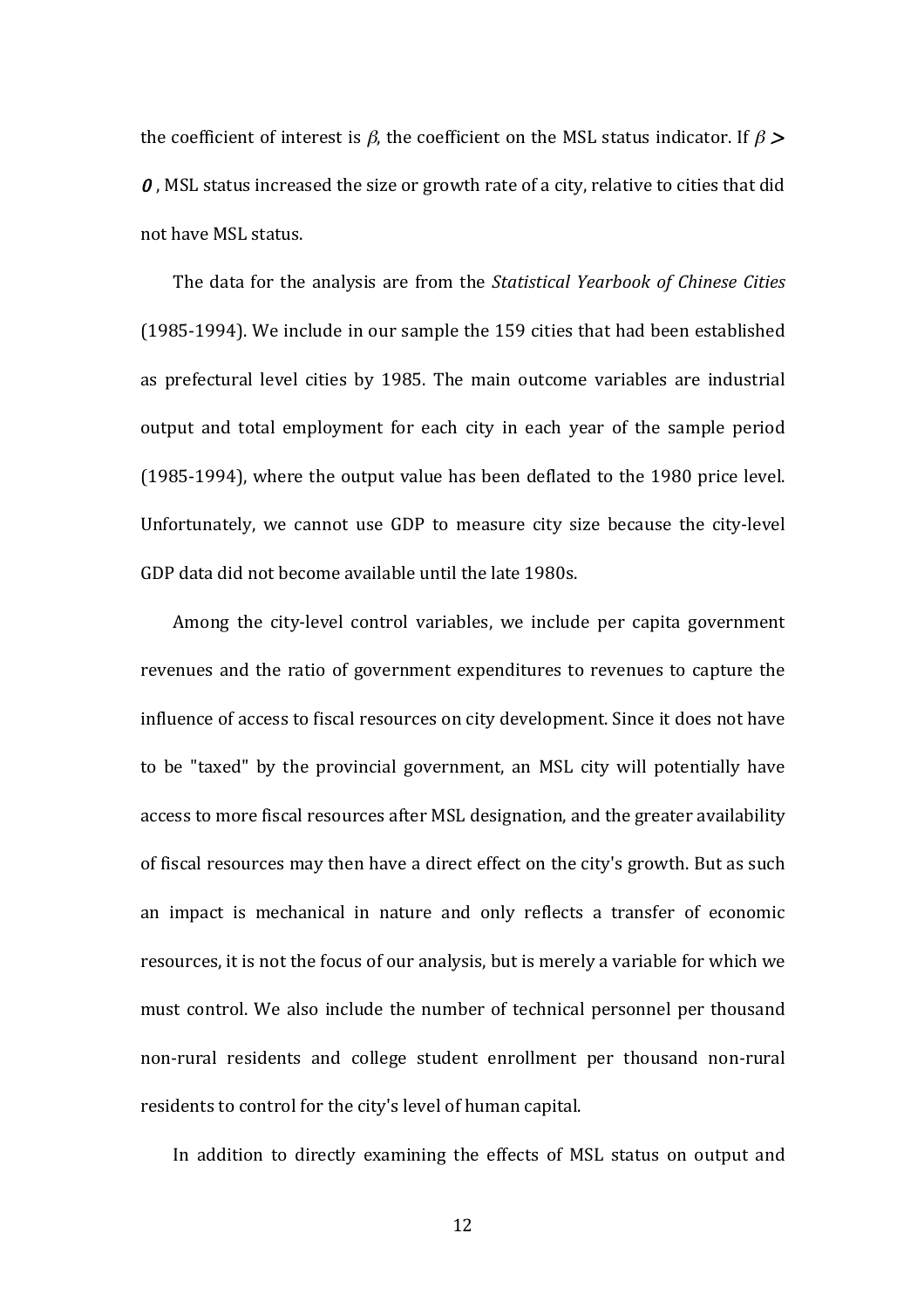the coefficient of interest is $\beta$, the coefficient on the MSL status indicator. If $\beta > 0$, MSL status increased the size or growth rate of a city, relative to cities that did not have MSL status.

The data for the analysis are from the *Statistical Yearbook of Chinese Cities* (1985-1994). We include in our sample the 159 cities that had been established as prefectural level cities by 1985. The main outcome variables are industrial output and total employment for each city in each year of the sample period (1985-1994), where the output value has been deflated to the 1980 price level. Unfortunately, we cannot use GDP to measure city size because the city-level GDP data did not become available until the late 1980s.

Among the city-level control variables, we include per capita government revenues and the ratio of government expenditures to revenues to capture the influence of access to fiscal resources on city development. Since it does not have to be "taxed" by the provincial government, an MSL city will potentially have access to more fiscal resources after MSL designation, and the greater availability of fiscal resources may then have a direct effect on the city's growth. But as such an impact is mechanical in nature and only reflects a transfer of economic resources, it is not the focus of our analysis, but is merely a variable for which we must control. We also include the number of technical personnel per thousand non-rural residents and college student enrollment per thousand non-rural residents to control for the city's level of human capital.

In addition to directly examining the effects of MSL status on output and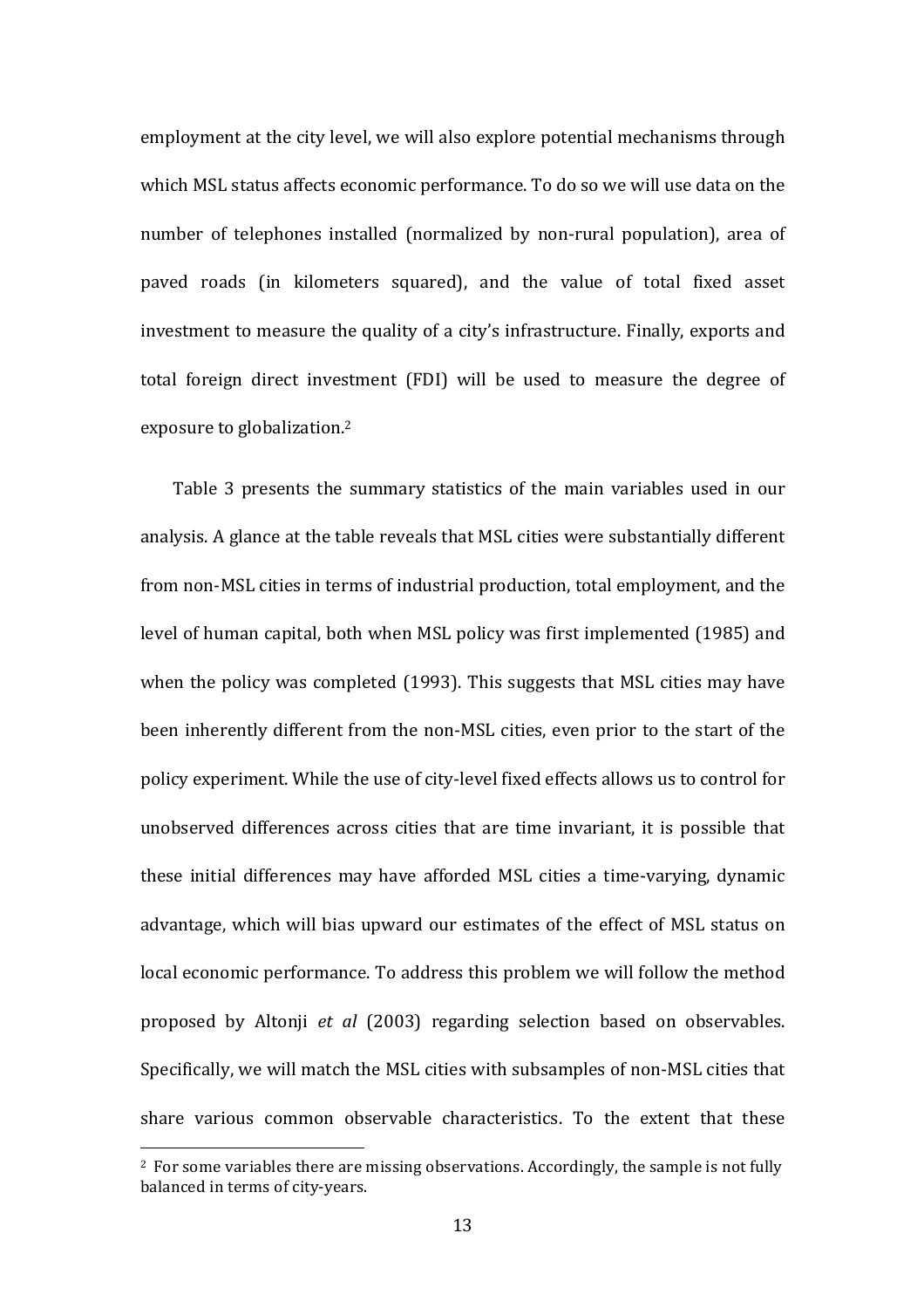employment at the city level, we will also explore potential mechanisms through which MSL status affects economic performance. To do so we will use data on the number of telephones installed (normalized by non-rural population), area of paved roads (in kilometers squared), and the value of total fixed asset investment to measure the quality of a city's infrastructure. Finally, exports and total foreign direct investment (FDI) will be used to measure the degree of exposure to globalization.[2]

Table 3 presents the summary statistics of the main variables used in our analysis. A glance at the table reveals that MSL cities were substantially different from non-MSL cities in terms of industrial production, total employment, and the level of human capital, both when MSL policy was first implemented (1985) and when the policy was completed (1993). This suggests that MSL cities may have been inherently different from the non-MSL cities, even prior to the start of the policy experiment. While the use of city-level fixed effects allows us to control for unobserved differences across cities that are time invariant, it is possible that these initial differences may have afforded MSL cities a time-varying, dynamic advantage, which will bias upward our estimates of the effect of MSL status on local economic performance. To address this problem we will follow the method proposed by Altonji *et al* (2003) regarding selection based on observables. Specifically, we will match the MSL cities with subsamples of non-MSL cities that share various common observable characteristics. To the extent that these

[2] For some variables there are missing observations. Accordingly, the sample is not fully balanced in terms of city-years.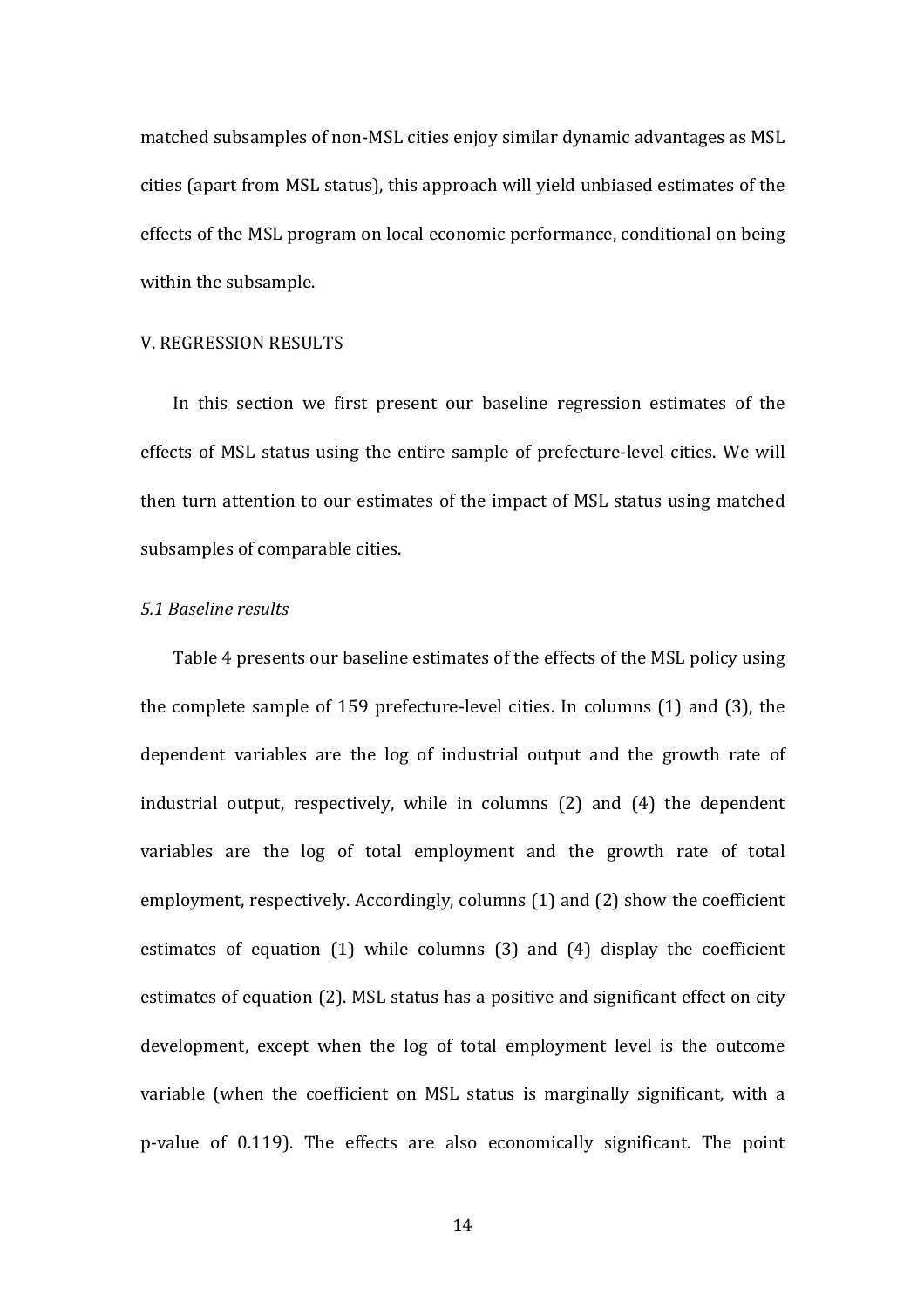matched subsamples of non-MSL cities enjoy similar dynamic advantages as MSL cities (apart from MSL status), this approach will yield unbiased estimates of the effects of the MSL program on local economic performance, conditional on being within the subsample.

## V. REGRESSION RESULTS

In this section we first present our baseline regression estimates of the effects of MSL status using the entire sample of prefecture-level cities. We will then turn attention to our estimates of the impact of MSL status using matched subsamples of comparable cities.

### *5.1 Baseline results*

Table 4 presents our baseline estimates of the effects of the MSL policy using the complete sample of 159 prefecture-level cities. In columns (1) and (3), the dependent variables are the log of industrial output and the growth rate of industrial output, respectively, while in columns (2) and (4) the dependent variables are the log of total employment and the growth rate of total employment, respectively. Accordingly, columns (1) and (2) show the coefficient estimates of equation (1) while columns (3) and (4) display the coefficient estimates of equation (2). MSL status has a positive and significant effect on city development, except when the log of total employment level is the outcome variable (when the coefficient on MSL status is marginally significant, with a p-value of 0.119). The effects are also economically significant. The point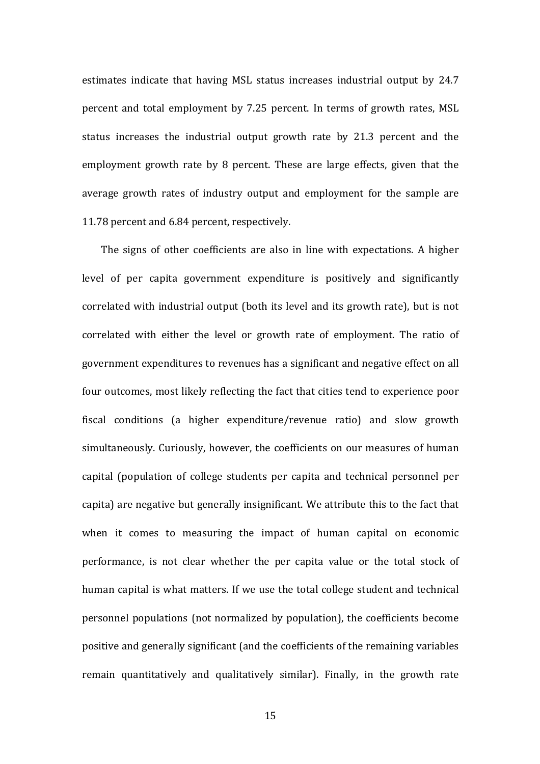estimates indicate that having MSL status increases industrial output by 24.7 percent and total employment by 7.25 percent. In terms of growth rates, MSL status increases the industrial output growth rate by 21.3 percent and the employment growth rate by 8 percent. These are large effects, given that the average growth rates of industry output and employment for the sample are 11.78 percent and 6.84 percent, respectively.

The signs of other coefficients are also in line with expectations. A higher level of per capita government expenditure is positively and significantly correlated with industrial output (both its level and its growth rate), but is not correlated with either the level or growth rate of employment. The ratio of government expenditures to revenues has a significant and negative effect on all four outcomes, most likely reflecting the fact that cities tend to experience poor fiscal conditions (a higher expenditure/revenue ratio) and slow growth simultaneously. Curiously, however, the coefficients on our measures of human capital (population of college students per capita and technical personnel per capita) are negative but generally insignificant. We attribute this to the fact that when it comes to measuring the impact of human capital on economic performance, is not clear whether the per capita value or the total stock of human capital is what matters. If we use the total college student and technical personnel populations (not normalized by population), the coefficients become positive and generally significant (and the coefficients of the remaining variables remain quantitatively and qualitatively similar). Finally, in the growth rate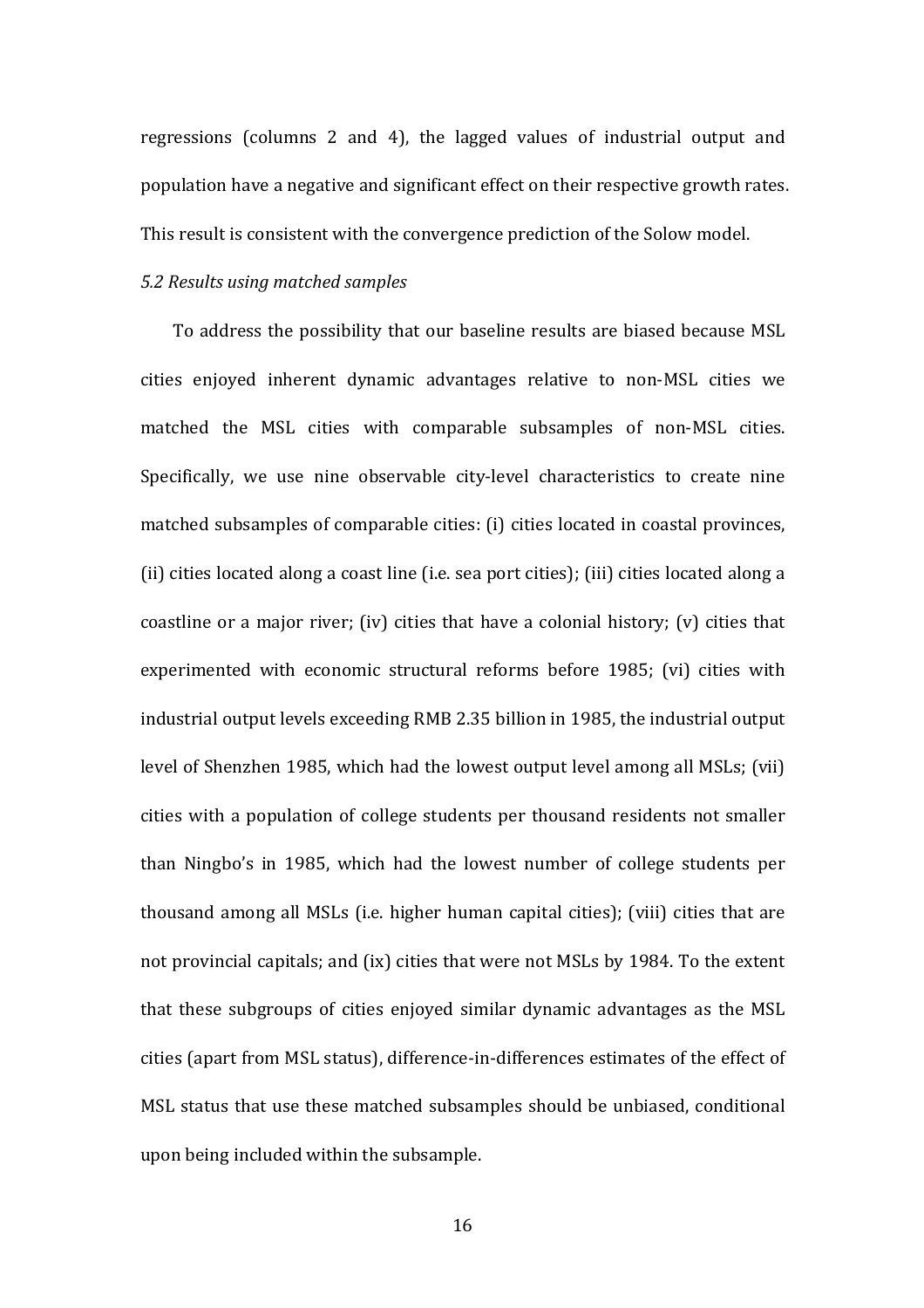regressions (columns 2 and 4), the lagged values of industrial output and population have a negative and significant effect on their respective growth rates. This result is consistent with the convergence prediction of the Solow model.

*5.2 Results using matched samples*

To address the possibility that our baseline results are biased because MSL cities enjoyed inherent dynamic advantages relative to non-MSL cities we matched the MSL cities with comparable subsamples of non-MSL cities. Specifically, we use nine observable city-level characteristics to create nine matched subsamples of comparable cities: (i) cities located in coastal provinces, (ii) cities located along a coast line (i.e. sea port cities); (iii) cities located along a coastline or a major river; (iv) cities that have a colonial history; (v) cities that experimented with economic structural reforms before 1985; (vi) cities with industrial output levels exceeding RMB 2.35 billion in 1985, the industrial output level of Shenzhen 1985, which had the lowest output level among all MSLs; (vii) cities with a population of college students per thousand residents not smaller than Ningbo's in 1985, which had the lowest number of college students per thousand among all MSLs (i.e. higher human capital cities); (viii) cities that are not provincial capitals; and (ix) cities that were not MSLs by 1984. To the extent that these subgroups of cities enjoyed similar dynamic advantages as the MSL cities (apart from MSL status), difference-in-differences estimates of the effect of MSL status that use these matched subsamples should be unbiased, conditional upon being included within the subsample.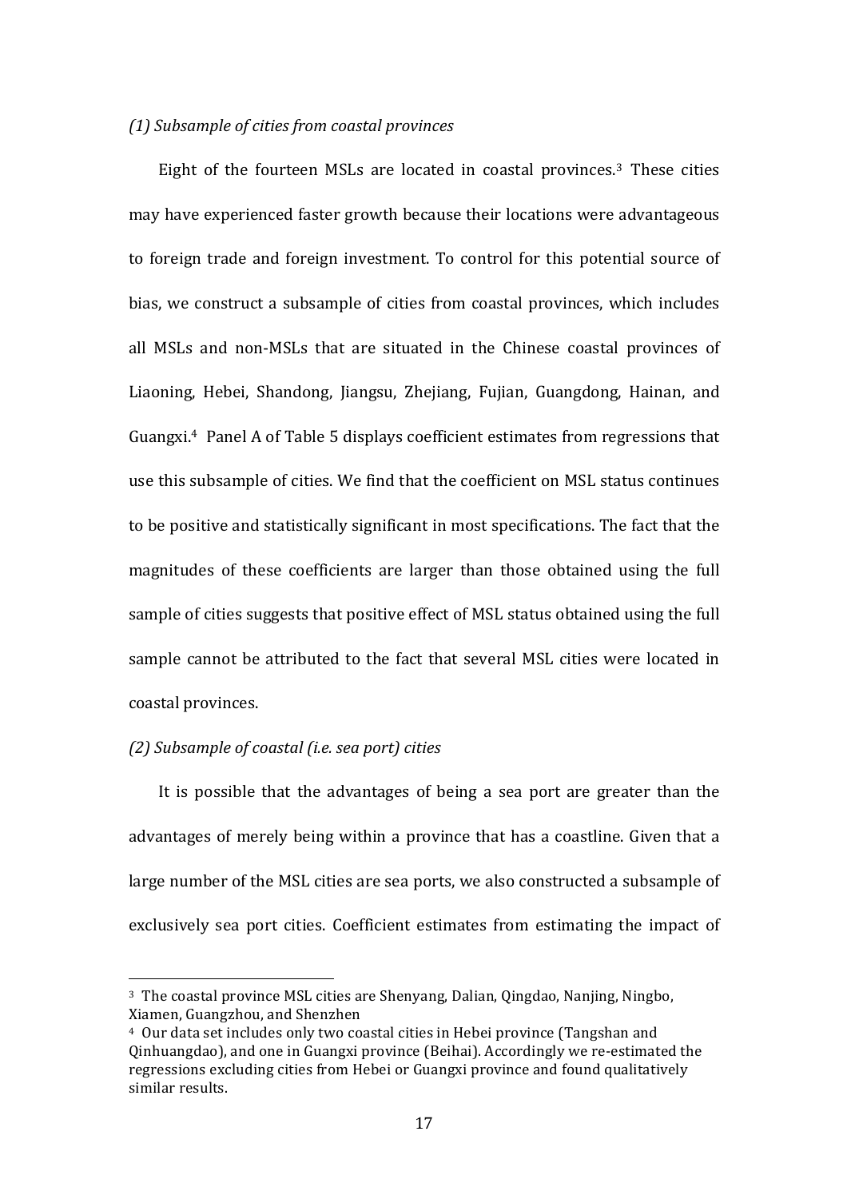*(1) Subsample of cities from coastal provinces*

Eight of the fourteen MSLs are located in coastal provinces.[3] These cities may have experienced faster growth because their locations were advantageous to foreign trade and foreign investment. To control for this potential source of bias, we construct a subsample of cities from coastal provinces, which includes all MSLs and non-MSLs that are situated in the Chinese coastal provinces of Liaoning, Hebei, Shandong, Jiangsu, Zhejiang, Fujian, Guangdong, Hainan, and Guangxi.[4] Panel A of Table 5 displays coefficient estimates from regressions that use this subsample of cities. We find that the coefficient on MSL status continues to be positive and statistically significant in most specifications. The fact that the magnitudes of these coefficients are larger than those obtained using the full sample of cities suggests that positive effect of MSL status obtained using the full sample cannot be attributed to the fact that several MSL cities were located in coastal provinces.

*(2) Subsample of coastal (i.e. sea port) cities*

It is possible that the advantages of being a sea port are greater than the advantages of merely being within a province that has a coastline. Given that a large number of the MSL cities are sea ports, we also constructed a subsample of exclusively sea port cities. Coefficient estimates from estimating the impact of

---

[3] The coastal province MSL cities are Shenyang, Dalian, Qingdao, Nanjing, Ningbo, Xiamen, Guangzhou, and Shenzhen

[4] Our data set includes only two coastal cities in Hebei province (Tangshan and Qinhuangdao), and one in Guangxi province (Beihai). Accordingly we re-estimated the regressions excluding cities from Hebei or Guangxi province and found qualitatively similar results.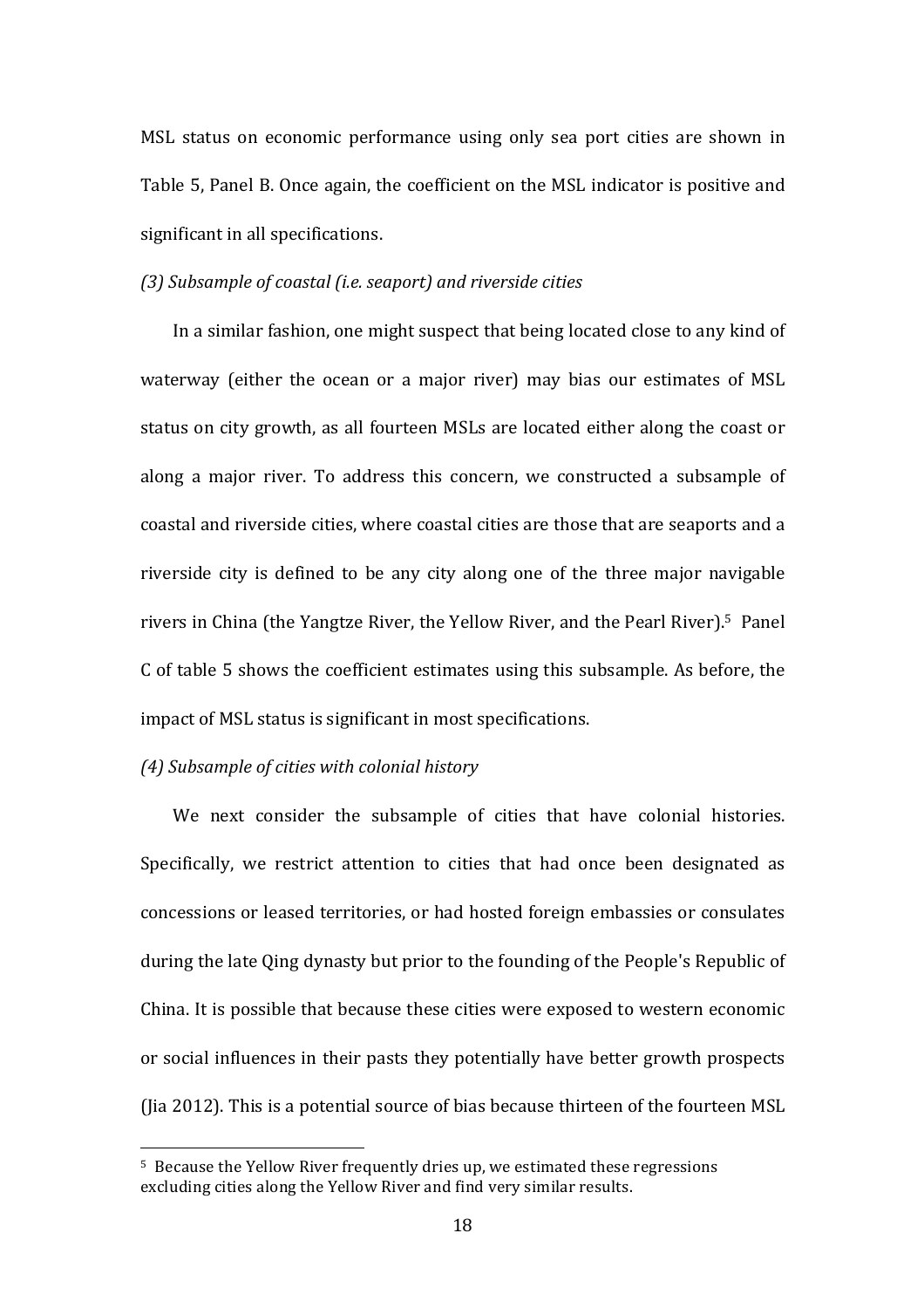MSL status on economic performance using only sea port cities are shown in Table 5, Panel B. Once again, the coefficient on the MSL indicator is positive and significant in all specifications.

*(3) Subsample of coastal (i.e. seaport) and riverside cities*

In a similar fashion, one might suspect that being located close to any kind of waterway (either the ocean or a major river) may bias our estimates of MSL status on city growth, as all fourteen MSLs are located either along the coast or along a major river. To address this concern, we constructed a subsample of coastal and riverside cities, where coastal cities are those that are seaports and a riverside city is defined to be any city along one of the three major navigable rivers in China (the Yangtze River, the Yellow River, and the Pearl River).[5] Panel C of table 5 shows the coefficient estimates using this subsample. As before, the impact of MSL status is significant in most specifications.

*(4) Subsample of cities with colonial history*

We next consider the subsample of cities that have colonial histories. Specifically, we restrict attention to cities that had once been designated as concessions or leased territories, or had hosted foreign embassies or consulates during the late Qing dynasty but prior to the founding of the People's Republic of China. It is possible that because these cities were exposed to western economic or social influences in their pasts they potentially have better growth prospects (Jia 2012). This is a potential source of bias because thirteen of the fourteen MSL

[5] Because the Yellow River frequently dries up, we estimated these regressions excluding cities along the Yellow River and find very similar results.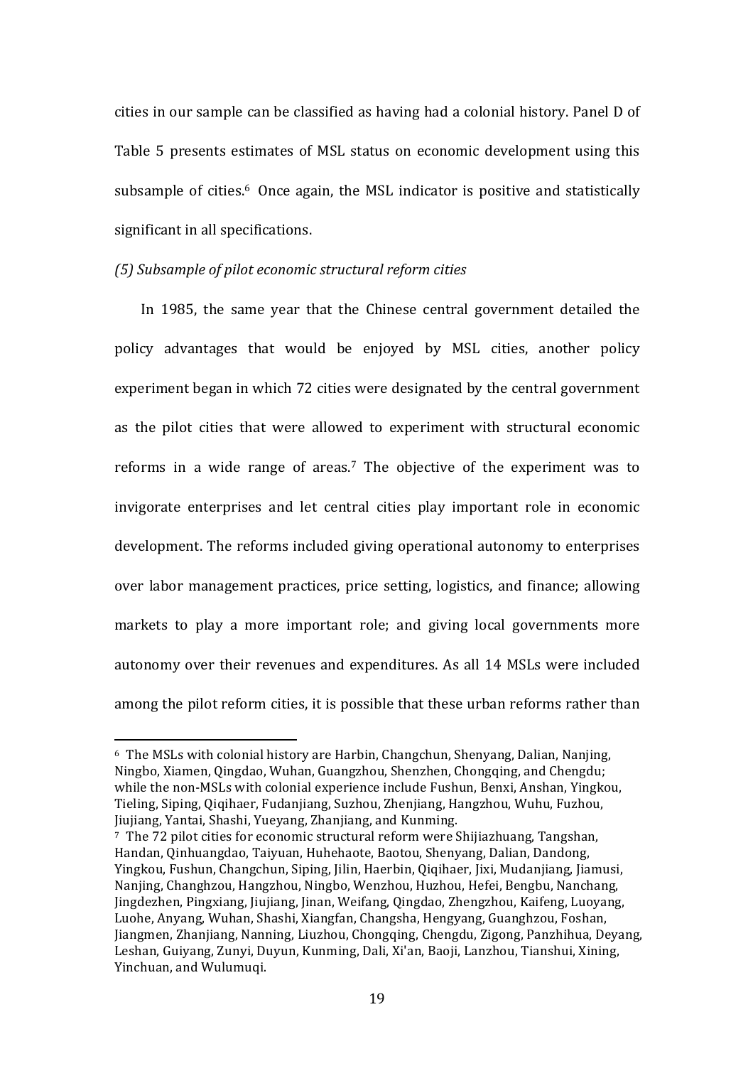cities in our sample can be classified as having had a colonial history. Panel D of Table 5 presents estimates of MSL status on economic development using this subsample of cities.[6] Once again, the MSL indicator is positive and statistically significant in all specifications.

*(5) Subsample of pilot economic structural reform cities*

In 1985, the same year that the Chinese central government detailed the policy advantages that would be enjoyed by MSL cities, another policy experiment began in which 72 cities were designated by the central government as the pilot cities that were allowed to experiment with structural economic reforms in a wide range of areas.[7] The objective of the experiment was to invigorate enterprises and let central cities play important role in economic development. The reforms included giving operational autonomy to enterprises over labor management practices, price setting, logistics, and finance; allowing markets to play a more important role; and giving local governments more autonomy over their revenues and expenditures. As all 14 MSLs were included among the pilot reform cities, it is possible that these urban reforms rather than

---

[6] The MSLs with colonial history are Harbin, Changchun, Shenyang, Dalian, Nanjing, Ningbo, Xiamen, Qingdao, Wuhan, Guangzhou, Shenzhen, Chongqing, and Chengdu; while the non-MSLs with colonial experience include Fushun, Benxi, Anshan, Yingkou, Tieling, Siping, Qiqihaer, Fudanjiang, Suzhou, Zhenjiang, Hangzhou, Wuhu, Fuzhou, Jiujiang, Yantai, Shashi, Yueyang, Zhanjiang, and Kunming.

[7] The 72 pilot cities for economic structural reform were Shijiazhuang, Tangshan, Handan, Qinhuangdao, Taiyuan, Huhehaote, Baotou, Shenyang, Dalian, Dandong, Yingkou, Fushun, Changchun, Siping, Jilin, Haerbin, Qiqihaer, Jixi, Mudanjiang, Jiamusi, Nanjing, Changhzou, Hangzhou, Ningbo, Wenzhou, Huzhou, Hefei, Bengbu, Nanchang, Jingdezhen, Pingxiang, Jiujiang, Jinan, Weifang, Qingdao, Zhengzhou, Kaifeng, Luoyang, Luohe, Anyang, Wuhan, Shashi, Xiangfan, Changsha, Hengyang, Guanghzou, Foshan, Jiangmen, Zhanjiang, Nanning, Liuzhou, Chongqing, Chengdu, Zigong, Panzhihua, Deyang, Leshan, Guiyang, Zunyi, Duyun, Kunming, Dali, Xi'an, Baoji, Lanzhou, Tianshui, Xining, Yinchuan, and Wulumuqi.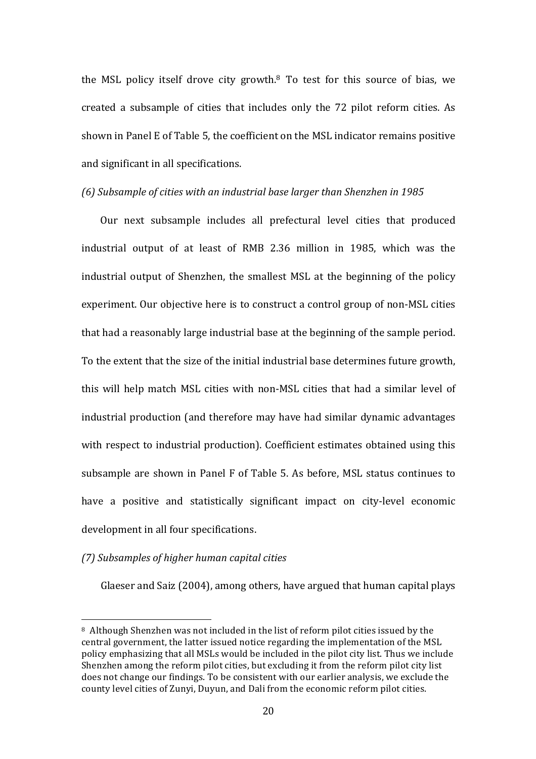the MSL policy itself drove city growth.[8] To test for this source of bias, we created a subsample of cities that includes only the 72 pilot reform cities. As shown in Panel E of Table 5, the coefficient on the MSL indicator remains positive and significant in all specifications.

*(6) Subsample of cities with an industrial base larger than Shenzhen in 1985*

Our next subsample includes all prefectural level cities that produced industrial output of at least of RMB 2.36 million in 1985, which was the industrial output of Shenzhen, the smallest MSL at the beginning of the policy experiment. Our objective here is to construct a control group of non-MSL cities that had a reasonably large industrial base at the beginning of the sample period. To the extent that the size of the initial industrial base determines future growth, this will help match MSL cities with non-MSL cities that had a similar level of industrial production (and therefore may have had similar dynamic advantages with respect to industrial production). Coefficient estimates obtained using this subsample are shown in Panel F of Table 5. As before, MSL status continues to have a positive and statistically significant impact on city-level economic development in all four specifications.

*(7) Subsamples of higher human capital cities*

Glaeser and Saiz (2004), among others, have argued that human capital plays

[8] Although Shenzhen was not included in the list of reform pilot cities issued by the central government, the latter issued notice regarding the implementation of the MSL policy emphasizing that all MSLs would be included in the pilot city list. Thus we include Shenzhen among the reform pilot cities, but excluding it from the reform pilot city list does not change our findings. To be consistent with our earlier analysis, we exclude the county level cities of Zunyi, Duyun, and Dali from the economic reform pilot cities.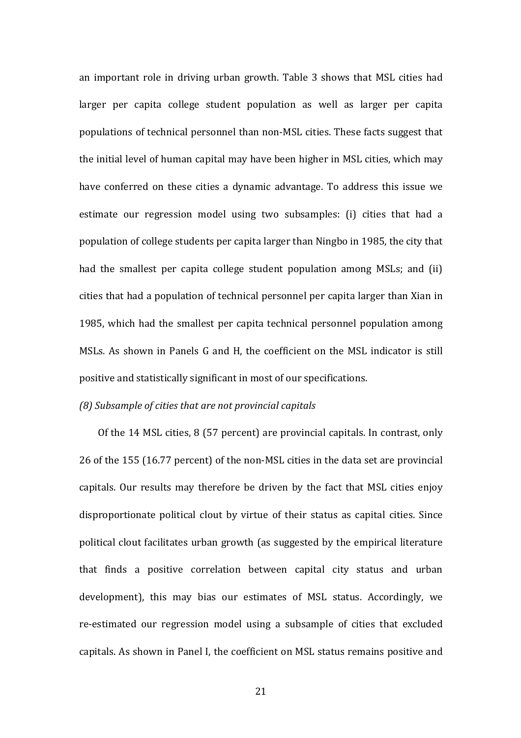an important role in driving urban growth. Table 3 shows that MSL cities had larger per capita college student population as well as larger per capita populations of technical personnel than non-MSL cities. These facts suggest that the initial level of human capital may have been higher in MSL cities, which may have conferred on these cities a dynamic advantage. To address this issue we estimate our regression model using two subsamples: (i) cities that had a population of college students per capita larger than Ningbo in 1985, the city that had the smallest per capita college student population among MSLs; and (ii) cities that had a population of technical personnel per capita larger than Xian in 1985, which had the smallest per capita technical personnel population among MSLs. As shown in Panels G and H, the coefficient on the MSL indicator is still positive and statistically significant in most of our specifications.

*(8) Subsample of cities that are not provincial capitals*

Of the 14 MSL cities, 8 (57 percent) are provincial capitals. In contrast, only 26 of the 155 (16.77 percent) of the non-MSL cities in the data set are provincial capitals. Our results may therefore be driven by the fact that MSL cities enjoy disproportionate political clout by virtue of their status as capital cities. Since political clout facilitates urban growth (as suggested by the empirical literature that finds a positive correlation between capital city status and urban development), this may bias our estimates of MSL status. Accordingly, we re-estimated our regression model using a subsample of cities that excluded capitals. As shown in Panel I, the coefficient on MSL status remains positive and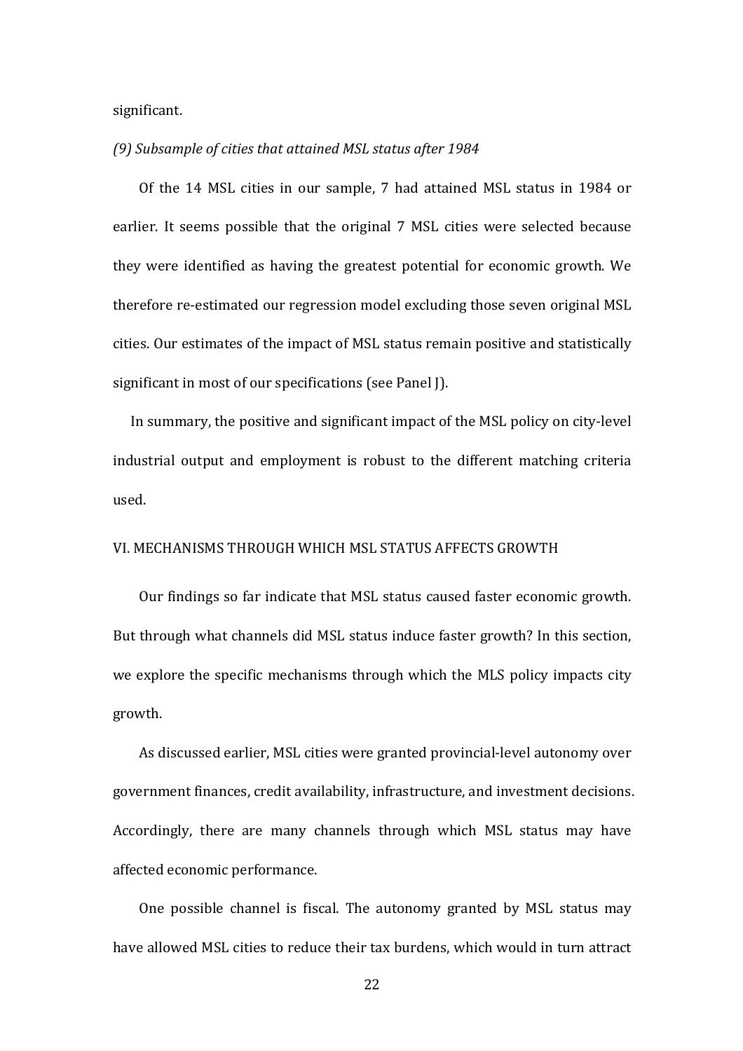significant.

*(9) Subsample of cities that attained MSL status after 1984*

Of the 14 MSL cities in our sample, 7 had attained MSL status in 1984 or earlier. It seems possible that the original 7 MSL cities were selected because they were identified as having the greatest potential for economic growth. We therefore re-estimated our regression model excluding those seven original MSL cities. Our estimates of the impact of MSL status remain positive and statistically significant in most of our specifications (see Panel J).

In summary, the positive and significant impact of the MSL policy on city-level industrial output and employment is robust to the different matching criteria used.

## VI. MECHANISMS THROUGH WHICH MSL STATUS AFFECTS GROWTH

Our findings so far indicate that MSL status caused faster economic growth. But through what channels did MSL status induce faster growth? In this section, we explore the specific mechanisms through which the MLS policy impacts city growth.

As discussed earlier, MSL cities were granted provincial-level autonomy over government finances, credit availability, infrastructure, and investment decisions. Accordingly, there are many channels through which MSL status may have affected economic performance.

One possible channel is fiscal. The autonomy granted by MSL status may have allowed MSL cities to reduce their tax burdens, which would in turn attract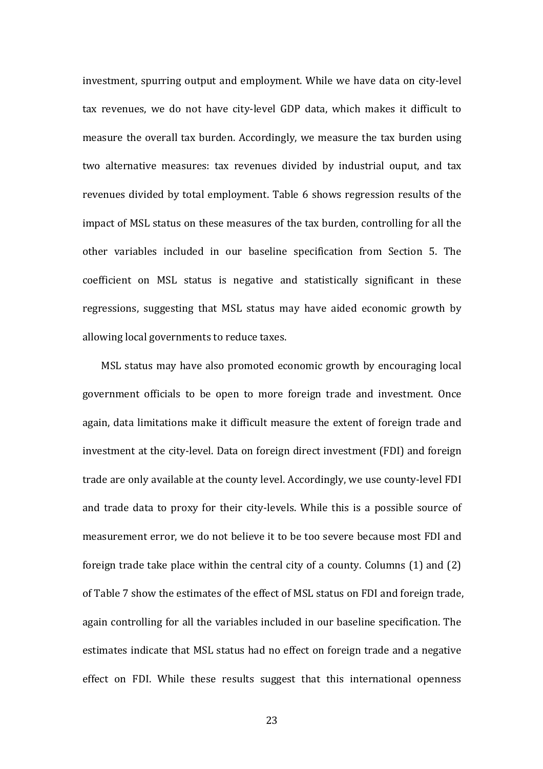investment, spurring output and employment. While we have data on city-level tax revenues, we do not have city-level GDP data, which makes it difficult to measure the overall tax burden. Accordingly, we measure the tax burden using two alternative measures: tax revenues divided by industrial ouput, and tax revenues divided by total employment. Table 6 shows regression results of the impact of MSL status on these measures of the tax burden, controlling for all the other variables included in our baseline specification from Section 5. The coefficient on MSL status is negative and statistically significant in these regressions, suggesting that MSL status may have aided economic growth by allowing local governments to reduce taxes.

MSL status may have also promoted economic growth by encouraging local government officials to be open to more foreign trade and investment. Once again, data limitations make it difficult measure the extent of foreign trade and investment at the city-level. Data on foreign direct investment (FDI) and foreign trade are only available at the county level. Accordingly, we use county-level FDI and trade data to proxy for their city-levels. While this is a possible source of measurement error, we do not believe it to be too severe because most FDI and foreign trade take place within the central city of a county. Columns (1) and (2) of Table 7 show the estimates of the effect of MSL status on FDI and foreign trade, again controlling for all the variables included in our baseline specification. The estimates indicate that MSL status had no effect on foreign trade and a negative effect on FDI. While these results suggest that this international openness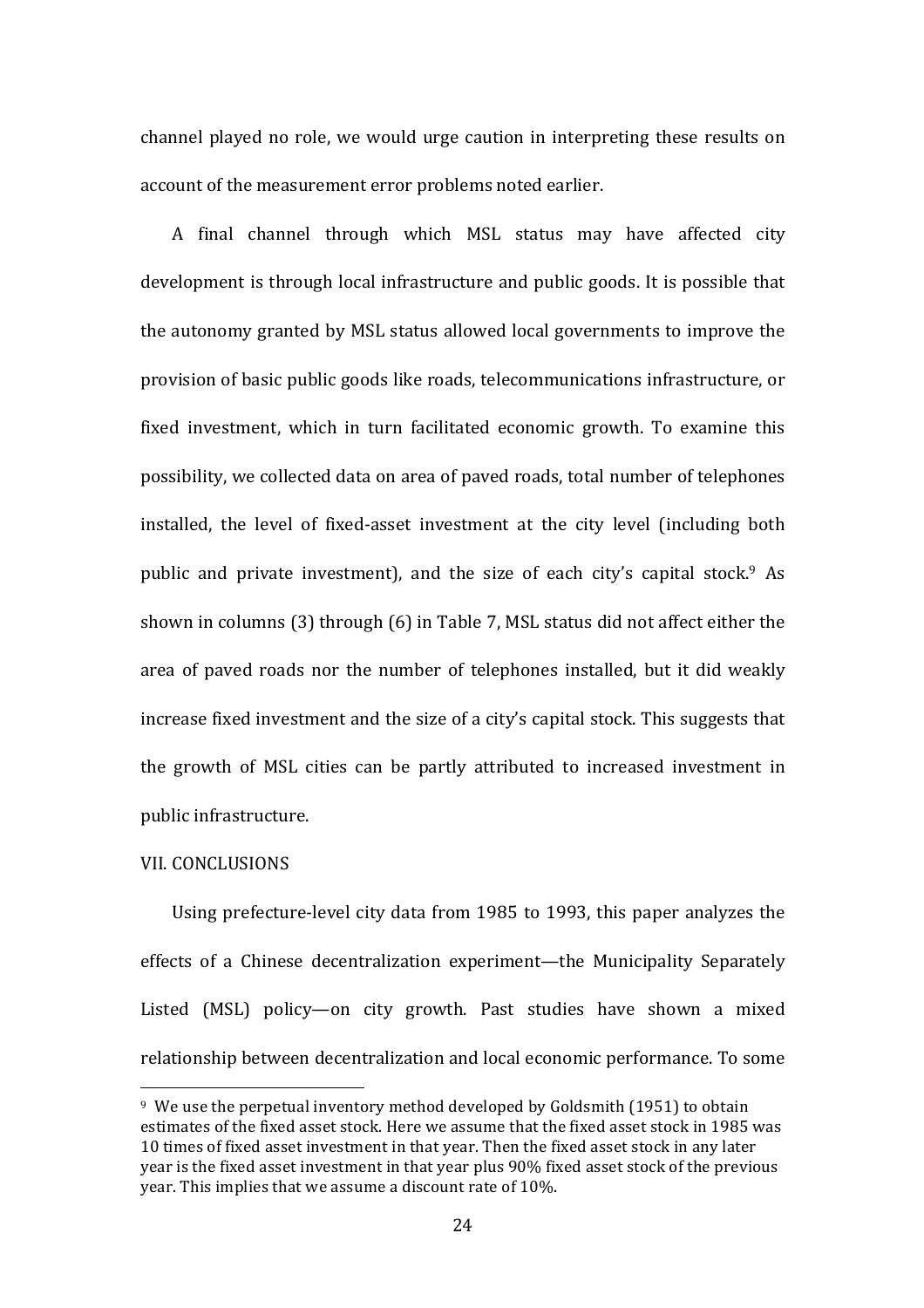channel played no role, we would urge caution in interpreting these results on account of the measurement error problems noted earlier.

A final channel through which MSL status may have affected city development is through local infrastructure and public goods. It is possible that the autonomy granted by MSL status allowed local governments to improve the provision of basic public goods like roads, telecommunications infrastructure, or fixed investment, which in turn facilitated economic growth. To examine this possibility, we collected data on area of paved roads, total number of telephones installed, the level of fixed-asset investment at the city level (including both public and private investment), and the size of each city's capital stock.[9] As shown in columns (3) through (6) in Table 7, MSL status did not affect either the area of paved roads nor the number of telephones installed, but it did weakly increase fixed investment and the size of a city's capital stock. This suggests that the growth of MSL cities can be partly attributed to increased investment in public infrastructure.

## VII. CONCLUSIONS

Using prefecture-level city data from 1985 to 1993, this paper analyzes the effects of a Chinese decentralization experiment—the Municipality Separately Listed (MSL) policy—on city growth. Past studies have shown a mixed relationship between decentralization and local economic performance. To some

---

[9] We use the perpetual inventory method developed by Goldsmith (1951) to obtain estimates of the fixed asset stock. Here we assume that the fixed asset stock in 1985 was 10 times of fixed asset investment in that year. Then the fixed asset stock in any later year is the fixed asset investment in that year plus 90% fixed asset stock of the previous year. This implies that we assume a discount rate of 10%.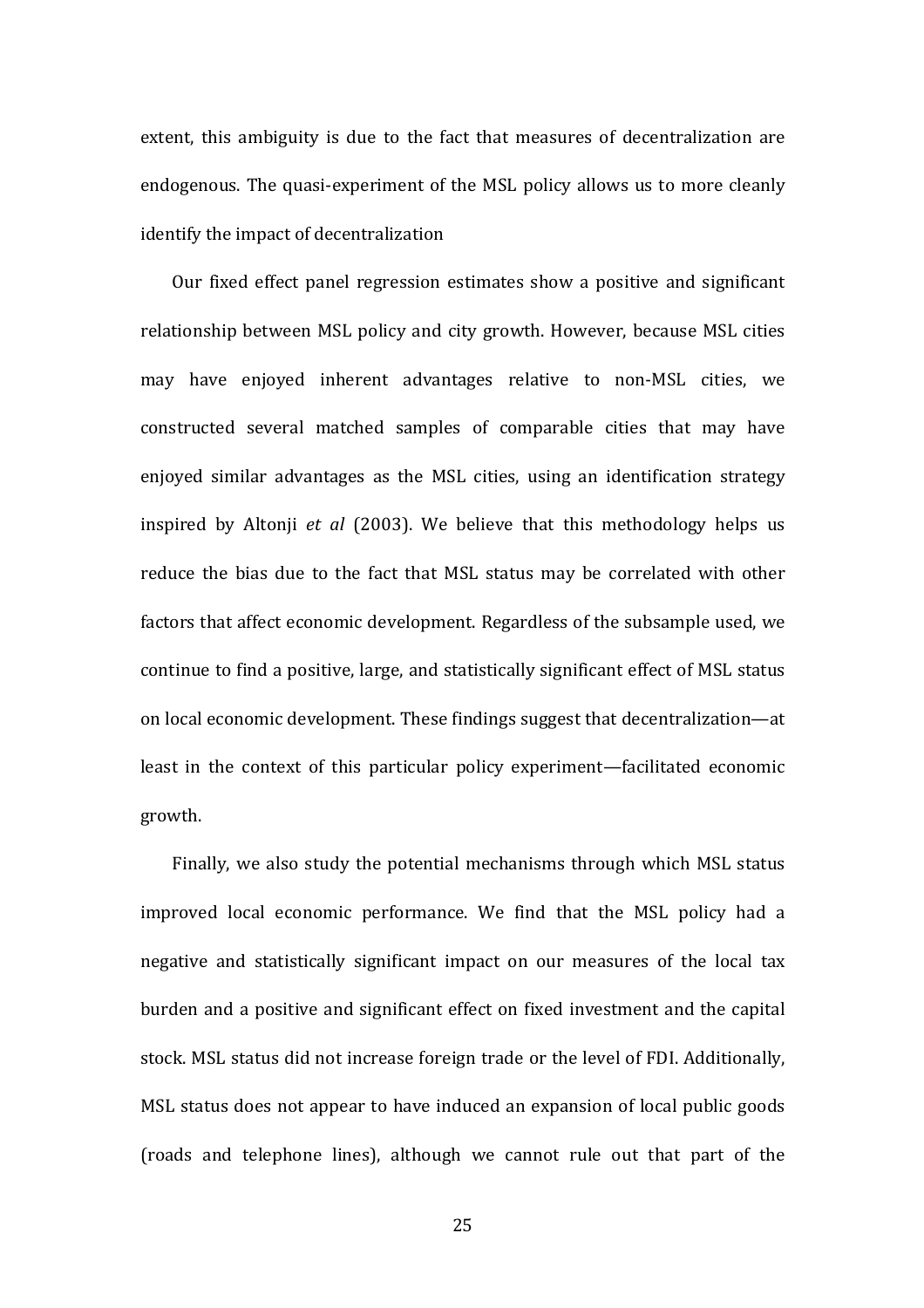extent, this ambiguity is due to the fact that measures of decentralization are endogenous. The quasi-experiment of the MSL policy allows us to more cleanly identify the impact of decentralization

Our fixed effect panel regression estimates show a positive and significant relationship between MSL policy and city growth. However, because MSL cities may have enjoyed inherent advantages relative to non-MSL cities, we constructed several matched samples of comparable cities that may have enjoyed similar advantages as the MSL cities, using an identification strategy inspired by Altonji *et al* (2003). We believe that this methodology helps us reduce the bias due to the fact that MSL status may be correlated with other factors that affect economic development. Regardless of the subsample used, we continue to find a positive, large, and statistically significant effect of MSL status on local economic development. These findings suggest that decentralization—at least in the context of this particular policy experiment—facilitated economic growth.

Finally, we also study the potential mechanisms through which MSL status improved local economic performance. We find that the MSL policy had a negative and statistically significant impact on our measures of the local tax burden and a positive and significant effect on fixed investment and the capital stock. MSL status did not increase foreign trade or the level of FDI. Additionally, MSL status does not appear to have induced an expansion of local public goods (roads and telephone lines), although we cannot rule out that part of the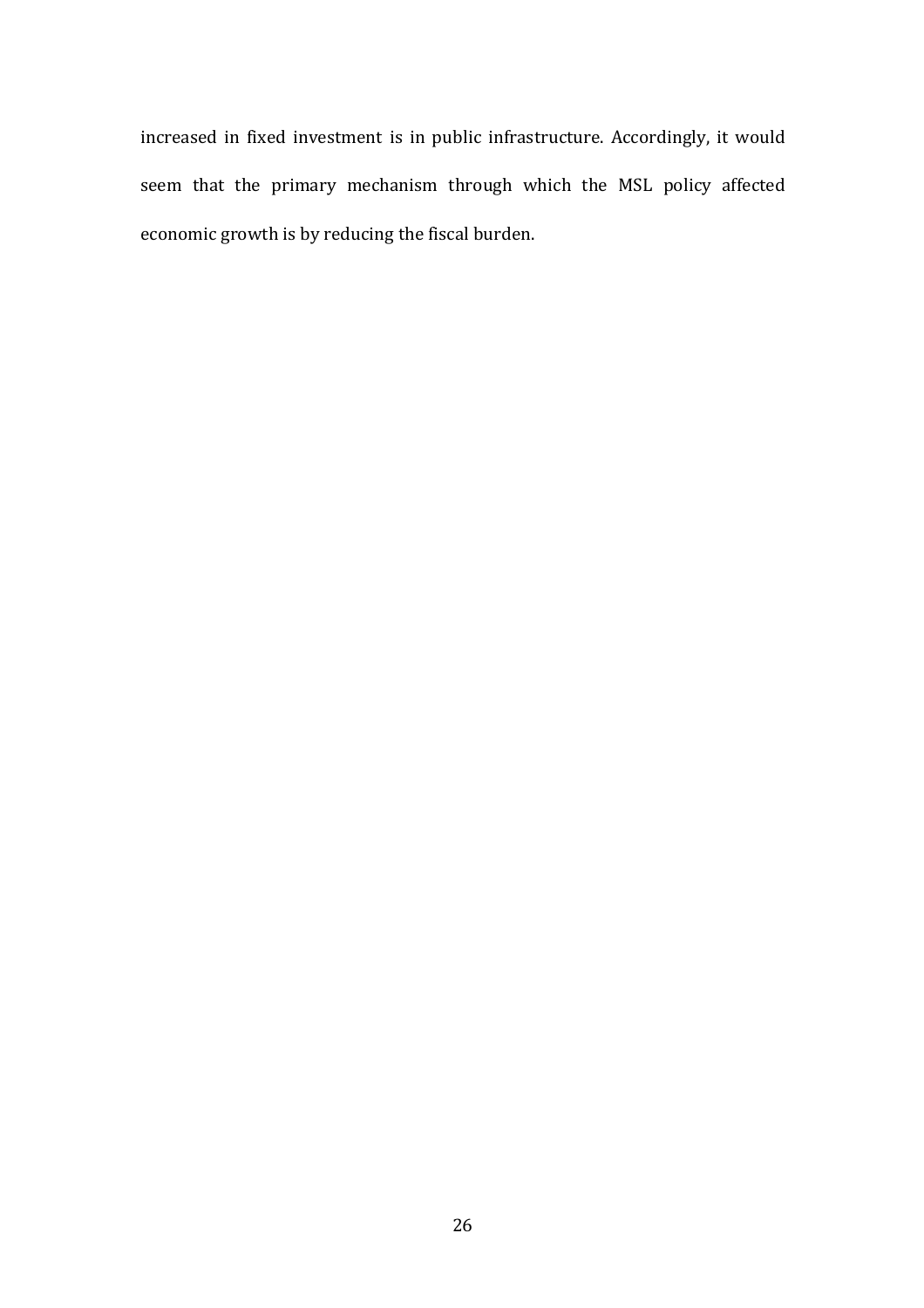increased in fixed investment is in public infrastructure. Accordingly, it would seem that the primary mechanism through which the MSL policy affected economic growth is by reducing the fiscal burden.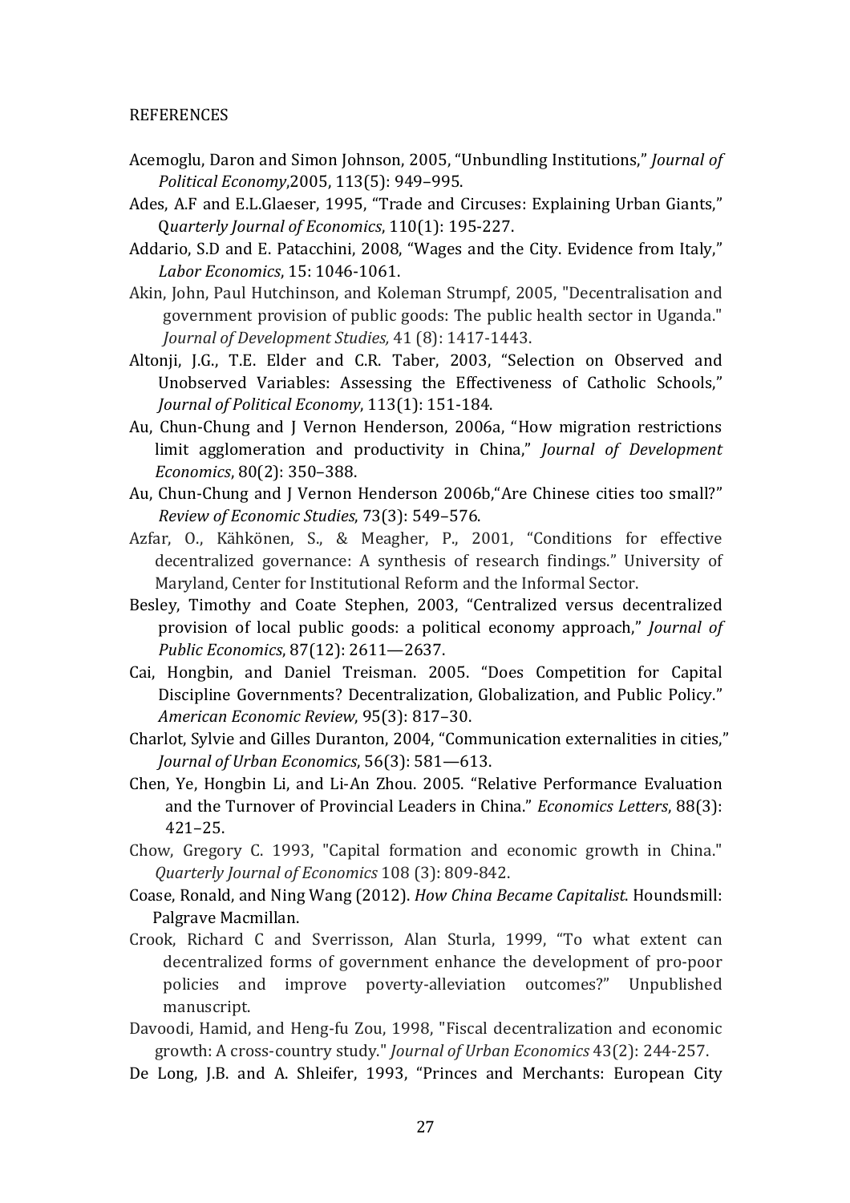REFERENCES

Acemoglu, Daron and Simon Johnson, 2005, "Unbundling Institutions," *Journal of Political Economy*,2005, 113(5): 949–995.

Ades, A.F and E.L.Glaeser, 1995, "Trade and Circuses: Explaining Urban Giants," Q*uarterly Journal of Economics*, 110(1): 195-227.

Addario, S.D and E. Patacchini, 2008, "Wages and the City. Evidence from Italy," *Labor Economics*, 15: 1046-1061.

Akin, John, Paul Hutchinson, and Koleman Strumpf, 2005, "Decentralisation and government provision of public goods: The public health sector in Uganda." *Journal of Development Studies,* 41 (8): 1417-1443.

Altonji, J.G., T.E. Elder and C.R. Taber, 2003, "Selection on Observed and Unobserved Variables: Assessing the Effectiveness of Catholic Schools," *Journal of Political Economy*, 113(1): 151-184.

Au, Chun-Chung and J Vernon Henderson, 2006a, "How migration restrictions limit agglomeration and productivity in China," *Journal of Development Economics*, 80(2): 350–388.

Au, Chun-Chung and J Vernon Henderson 2006b,"Are Chinese cities too small?" *Review of Economic Studies*, 73(3): 549–576.

Azfar, O., Kähkönen, S., & Meagher, P., 2001, "Conditions for effective decentralized governance: A synthesis of research findings." University of Maryland, Center for Institutional Reform and the Informal Sector.

Besley, Timothy and Coate Stephen, 2003, "Centralized versus decentralized provision of local public goods: a political economy approach," *Journal of Public Economics*, 87(12): 2611—2637.

Cai, Hongbin, and Daniel Treisman. 2005. "Does Competition for Capital Discipline Governments? Decentralization, Globalization, and Public Policy." *American Economic Review*, 95(3): 817–30.

Charlot, Sylvie and Gilles Duranton, 2004, "Communication externalities in cities," *Journal of Urban Economics*, 56(3): 581—613.

Chen, Ye, Hongbin Li, and Li-An Zhou. 2005. "Relative Performance Evaluation and the Turnover of Provincial Leaders in China." *Economics Letters*, 88(3): 421–25.

Chow, Gregory C. 1993, "Capital formation and economic growth in China." *Quarterly Journal of Economics* 108 (3): 809-842.

Coase, Ronald, and Ning Wang (2012). *How China Became Capitalist*. Houndsmill: Palgrave Macmillan.

Crook, Richard C and Sverrisson, Alan Sturla, 1999, "To what extent can decentralized forms of government enhance the development of pro-poor policies and improve poverty-alleviation outcomes?" Unpublished manuscript.

Davoodi, Hamid, and Heng-fu Zou, 1998, "Fiscal decentralization and economic growth: A cross-country study." *Journal of Urban Economics* 43(2): 244-257.

De Long, J.B. and A. Shleifer, 1993, "Princes and Merchants: European City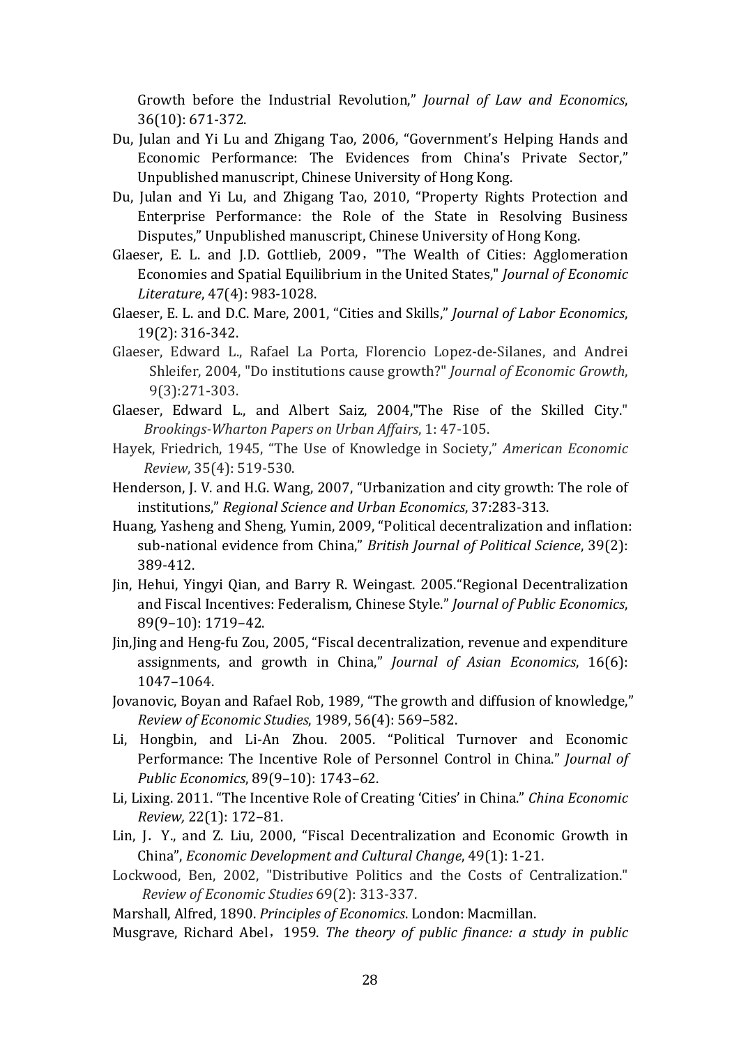Growth before the Industrial Revolution," *Journal of Law and Economics*, 36(10): 671-372.

Du, Julan and Yi Lu and Zhigang Tao, 2006, "Government's Helping Hands and Economic Performance: The Evidences from China's Private Sector," Unpublished manuscript, Chinese University of Hong Kong.

Du, Julan and Yi Lu, and Zhigang Tao, 2010, "Property Rights Protection and Enterprise Performance: the Role of the State in Resolving Business Disputes," Unpublished manuscript, Chinese University of Hong Kong.

Glaeser, E. L. and J.D. Gottlieb, 2009，"The Wealth of Cities: Agglomeration Economies and Spatial Equilibrium in the United States," *Journal of Economic Literature*, 47(4): 983-1028.

Glaeser, E. L. and D.C. Mare, 2001, "Cities and Skills," *Journal of Labor Economics*, 19(2): 316-342.

Glaeser, Edward L., Rafael La Porta, Florencio Lopez-de-Silanes, and Andrei Shleifer, 2004, "Do institutions cause growth?" *Journal of Economic Growth*, 9(3):271-303.

Glaeser, Edward L., and Albert Saiz, 2004,"The Rise of the Skilled City." *Brookings-Wharton Papers on Urban Affairs*, 1: 47-105.

Hayek, Friedrich, 1945, "The Use of Knowledge in Society," *American Economic Review*, 35(4): 519-530.

Henderson, J. V. and H.G. Wang, 2007, "Urbanization and city growth: The role of institutions," *Regional Science and Urban Economics*, 37:283-313.

Huang, Yasheng and Sheng, Yumin, 2009, "Political decentralization and inflation: sub-national evidence from China," *British Journal of Political Science*, 39(2): 389-412.

Jin, Hehui, Yingyi Qian, and Barry R. Weingast. 2005."Regional Decentralization and Fiscal Incentives: Federalism, Chinese Style." *Journal of Public Economics*, 89(9–10): 1719–42.

Jin,Jing and Heng-fu Zou, 2005, "Fiscal decentralization, revenue and expenditure assignments, and growth in China," *Journal of Asian Economics*, 16(6): 1047–1064.

Jovanovic, Boyan and Rafael Rob, 1989, "The growth and diffusion of knowledge," *Review of Economic Studies*, 1989, 56(4): 569–582.

Li, Hongbin, and Li-An Zhou. 2005. "Political Turnover and Economic Performance: The Incentive Role of Personnel Control in China." *Journal of Public Economics*, 89(9–10): 1743–62.

Li, Lixing. 2011. "The Incentive Role of Creating 'Cities' in China." *China Economic Review,* 22(1): 172–81.

Lin, J．Y., and Z. Liu, 2000, "Fiscal Decentralization and Economic Growth in China", *Economic Development and Cultural Change*, 49(1): 1-21.

Lockwood, Ben, 2002, "Distributive Politics and the Costs of Centralization." *Review of Economic Studies* 69(2): 313-337.

Marshall, Alfred, 1890. *Principles of Economics*. London: Macmillan.

Musgrave, Richard Abel，1959. *The theory of public finance: a study in public*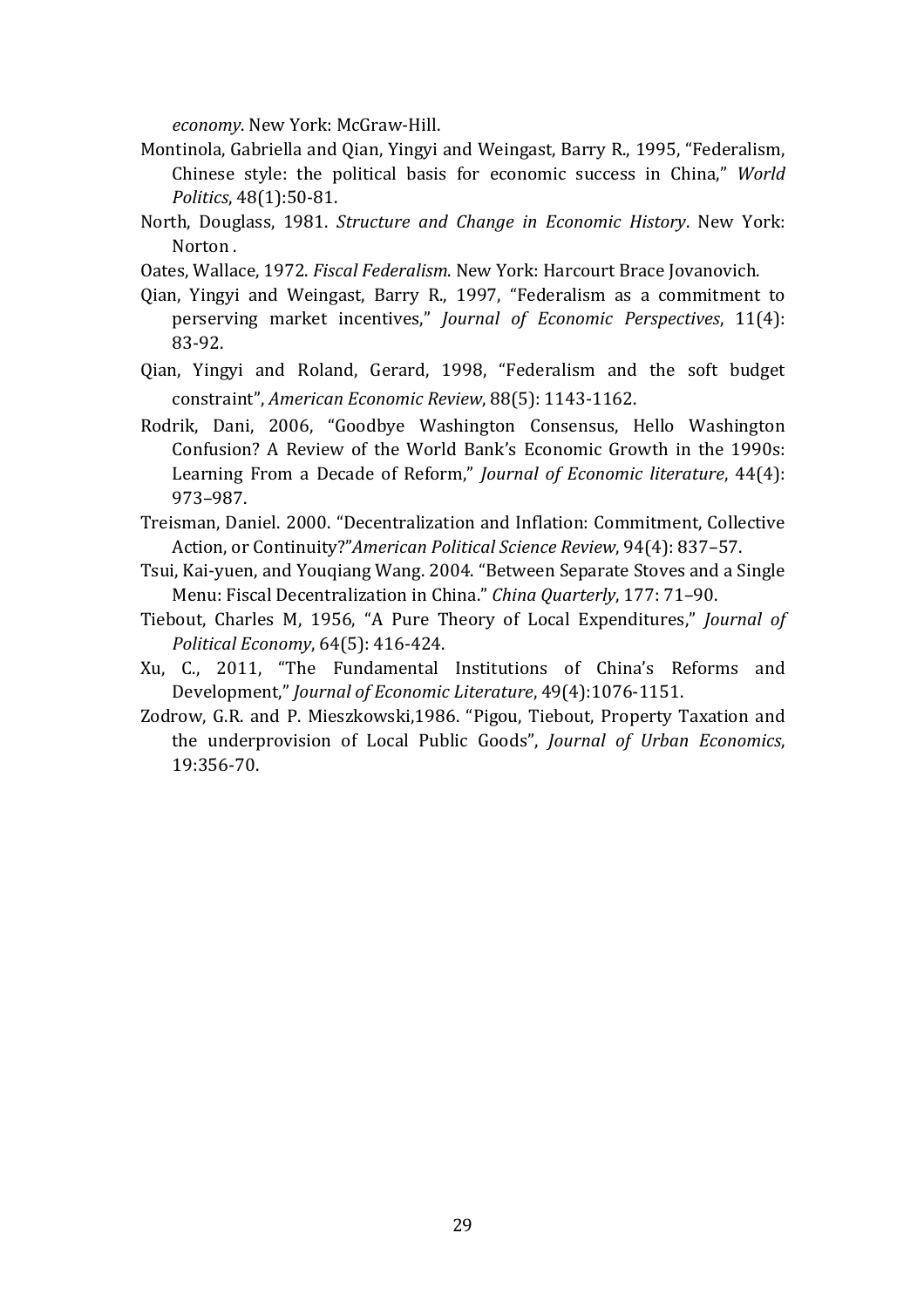*economy*. New York: McGraw-Hill.

Montinola, Gabriella and Qian, Yingyi and Weingast, Barry R., 1995, "Federalism, Chinese style: the political basis for economic success in China," *World Politics*, 48(1):50-81.

North, Douglass, 1981. *Structure and Change in Economic History*. New York: Norton .

Oates, Wallace, 1972. *Fiscal Federalism*. New York: Harcourt Brace Jovanovich.

Qian, Yingyi and Weingast, Barry R., 1997, "Federalism as a commitment to perserving market incentives," *Journal of Economic Perspectives*, 11(4): 83-92.

Qian, Yingyi and Roland, Gerard, 1998, "Federalism and the soft budget constraint", *American Economic Review*, 88(5): 1143-1162.

Rodrik, Dani, 2006, "Goodbye Washington Consensus, Hello Washington Confusion? A Review of the World Bank's Economic Growth in the 1990s: Learning From a Decade of Reform," *Journal of Economic literature*, 44(4): 973–987.

Treisman, Daniel. 2000. "Decentralization and Inflation: Commitment, Collective Action, or Continuity?"*American Political Science Review*, 94(4): 837–57.

Tsui, Kai-yuen, and Youqiang Wang. 2004. "Between Separate Stoves and a Single Menu: Fiscal Decentralization in China." *China Quarterly*, 177: 71–90.

Tiebout, Charles M, 1956, "A Pure Theory of Local Expenditures," *Journal of Political Economy*, 64(5): 416-424.

Xu, C., 2011, "The Fundamental Institutions of China's Reforms and Development," *Journal of Economic Literature*, 49(4):1076-1151.

Zodrow, G.R. and P. Mieszkowski,1986. "Pigou, Tiebout, Property Taxation and the underprovision of Local Public Goods", *Journal of Urban Economics*, 19:356-70.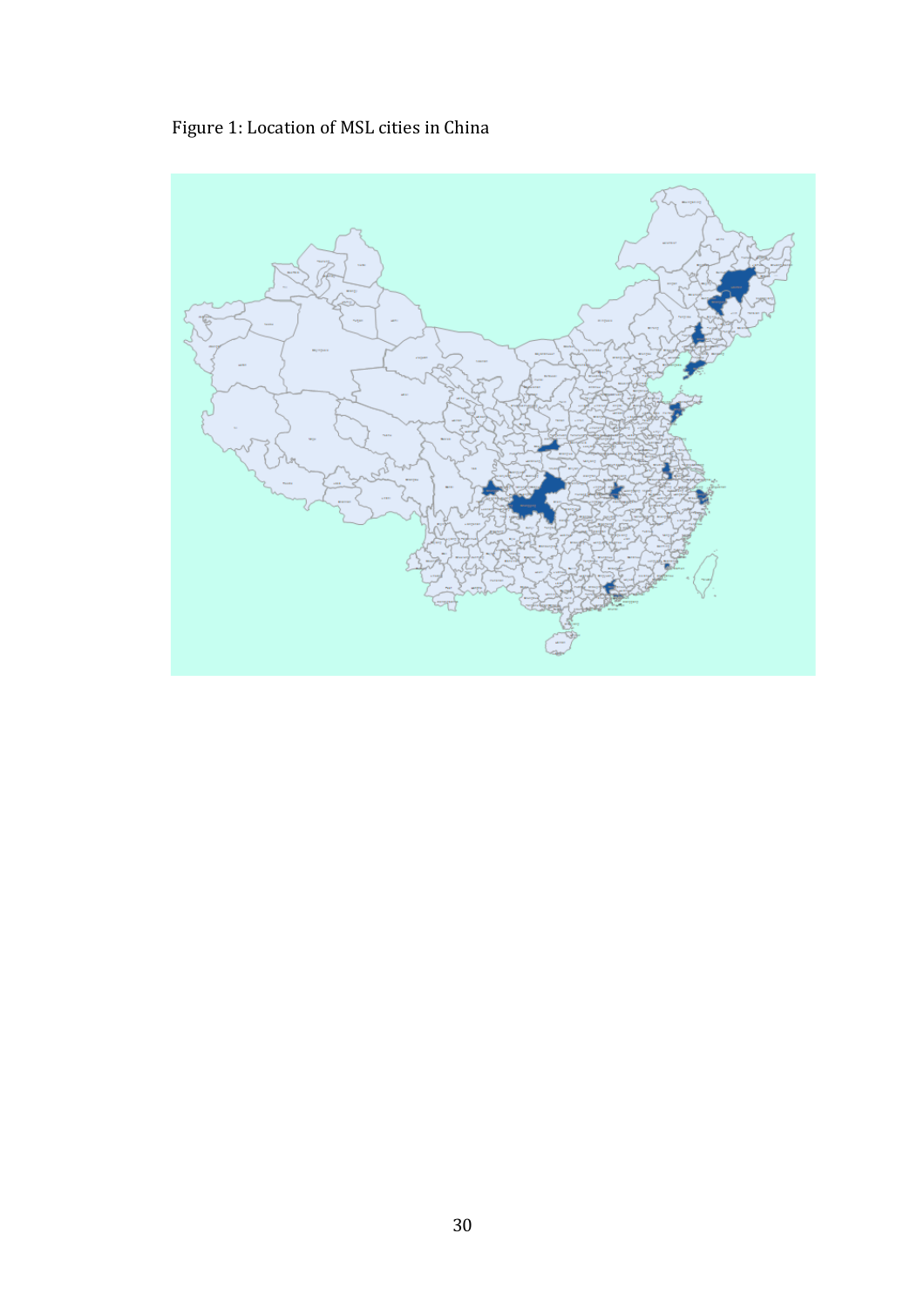Figure 1: Location of MSL cities in China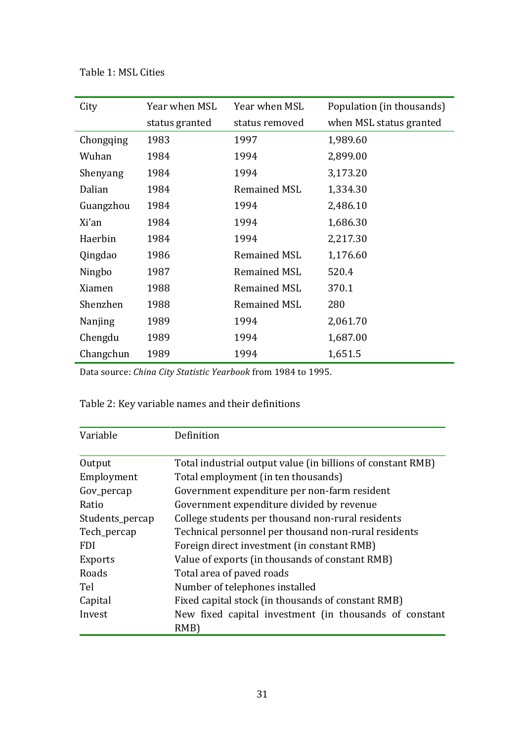Table 1: MSL Cities

| City | Year when MSL status granted | Year when MSL status removed | Population (in thousands) when MSL status granted |
|---|---|---|---|
| Chongqing | 1983 | 1997 | 1,989.60 |
| Wuhan | 1984 | 1994 | 2,899.00 |
| Shenyang | 1984 | 1994 | 3,173.20 |
| Dalian | 1984 | Remained MSL | 1,334.30 |
| Guangzhou | 1984 | 1994 | 2,486.10 |
| Xi'an | 1984 | 1994 | 1,686.30 |
| Haerbin | 1984 | 1994 | 2,217.30 |
| Qingdao | 1986 | Remained MSL | 1,176.60 |
| Ningbo | 1987 | Remained MSL | 520.4 |
| Xiamen | 1988 | Remained MSL | 370.1 |
| Shenzhen | 1988 | Remained MSL | 280 |
| Nanjing | 1989 | 1994 | 2,061.70 |
| Chengdu | 1989 | 1994 | 1,687.00 |
| Changchun | 1989 | 1994 | 1,651.5 |

Data source: *China City Statistic Yearbook* from 1984 to 1995.

Table 2: Key variable names and their definitions

| Variable | Definition |
|---|---|
| Output | Total industrial output value (in billions of constant RMB) |
| Employment | Total employment (in ten thousands) |
| Gov_percap | Government expenditure per non-farm resident |
| Ratio | Government expenditure divided by revenue |
| Students_percap | College students per thousand non-rural residents |
| Tech_percap | Technical personnel per thousand non-rural residents |
| FDI | Foreign direct investment (in constant RMB) |
| Exports | Value of exports (in thousands of constant RMB) |
| Roads | Total area of paved roads |
| Tel | Number of telephones installed |
| Capital | Fixed capital stock (in thousands of constant RMB) |
| Invest | New fixed capital investment (in thousands of constant RMB) |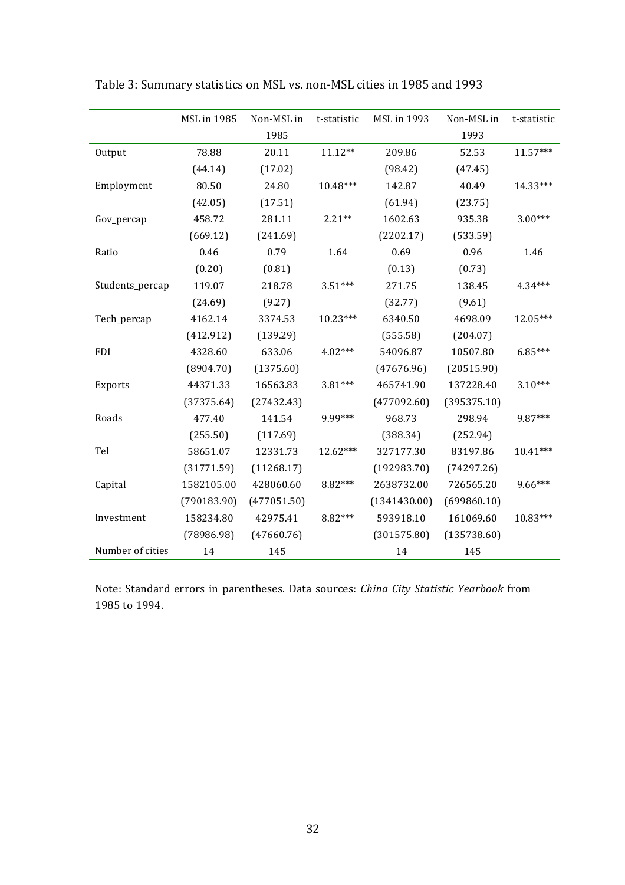Table 3: Summary statistics on MSL vs. non-MSL cities in 1985 and 1993

| | MSL in 1985 | Non-MSL in 1985 | t-statistic | MSL in 1993 | Non-MSL in 1993 | t-statistic |
|---|---|---|---|---|---|---|
| Output | 78.88 | 20.11 | 11.12** | 209.86 | 52.53 | 11.57*** |
| | (44.14) | (17.02) | | (98.42) | (47.45) | |
| Employment | 80.50 | 24.80 | 10.48*** | 142.87 | 40.49 | 14.33*** |
| | (42.05) | (17.51) | | (61.94) | (23.75) | |
| Gov_percap | 458.72 | 281.11 | 2.21** | 1602.63 | 935.38 | 3.00*** |
| | (669.12) | (241.69) | | (2202.17) | (533.59) | |
| Ratio | 0.46 | 0.79 | 1.64 | 0.69 | 0.96 | 1.46 |
| | (0.20) | (0.81) | | (0.13) | (0.73) | |
| Students_percap | 119.07 | 218.78 | 3.51*** | 271.75 | 138.45 | 4.34*** |
| | (24.69) | (9.27) | | (32.77) | (9.61) | |
| Tech_percap | 4162.14 | 3374.53 | 10.23*** | 6340.50 | 4698.09 | 12.05*** |
| | (412.912) | (139.29) | | (555.58) | (204.07) | |
| FDI | 4328.60 | 633.06 | 4.02*** | 54096.87 | 10507.80 | 6.85*** |
| | (8904.70) | (1375.60) | | (47676.96) | (20515.90) | |
| Exports | 44371.33 | 16563.83 | 3.81*** | 465741.90 | 137228.40 | 3.10*** |
| | (37375.64) | (27432.43) | | (477092.60) | (395375.10) | |
| Roads | 477.40 | 141.54 | 9.99*** | 968.73 | 298.94 | 9.87*** |
| | (255.50) | (117.69) | | (388.34) | (252.94) | |
| Tel | 58651.07 | 12331.73 | 12.62*** | 327177.30 | 83197.86 | 10.41*** |
| | (31771.59) | (11268.17) | | (192983.70) | (74297.26) | |
| Capital | 1582105.00 | 428060.60 | 8.82*** | 2638732.00 | 726565.20 | 9.66*** |
| | (790183.90) | (477051.50) | | (1341430.00) | (699860.10) | |
| Investment | 158234.80 | 42975.41 | 8.82*** | 593918.10 | 161069.60 | 10.83*** |
| | (78986.98) | (47660.76) | | (301575.80) | (135738.60) | |
| Number of cities | 14 | 145 | | 14 | 145 | |

Note: Standard errors in parentheses. Data sources: *China City Statistic Yearbook* from 1985 to 1994.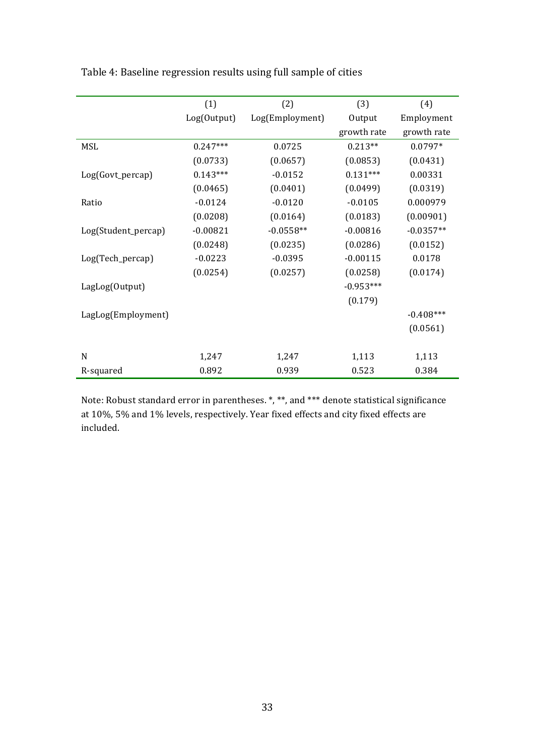Table 4: Baseline regression results using full sample of cities

| | (1) | (2) | (3) | (4) |
|---|---|---|---|---|
| | Log(Output) | Log(Employment) | Output growth rate | Employment growth rate |
| MSL | 0.247*** | 0.0725 | 0.213** | 0.0797* |
| | (0.0733) | (0.0657) | (0.0853) | (0.0431) |
| Log(Govt_percap) | 0.143*** | -0.0152 | 0.131*** | 0.00331 |
| | (0.0465) | (0.0401) | (0.0499) | (0.0319) |
| Ratio | -0.0124 | -0.0120 | -0.0105 | 0.000979 |
| | (0.0208) | (0.0164) | (0.0183) | (0.00901) |
| Log(Student_percap) | -0.00821 | -0.0558** | -0.00816 | -0.0357** |
| | (0.0248) | (0.0235) | (0.0286) | (0.0152) |
| Log(Tech_percap) | -0.0223 | -0.0395 | -0.00115 | 0.0178 |
| | (0.0254) | (0.0257) | (0.0258) | (0.0174) |
| LagLog(Output) | | | -0.953*** | |
| | | | (0.179) | |
| LagLog(Employment) | | | | -0.408*** |
| | | | | (0.0561) |
| N | 1,247 | 1,247 | 1,113 | 1,113 |
| R-squared | 0.892 | 0.939 | 0.523 | 0.384 |

Note: Robust standard error in parentheses. *, **, and *** denote statistical significance at 10%, 5% and 1% levels, respectively. Year fixed effects and city fixed effects are included.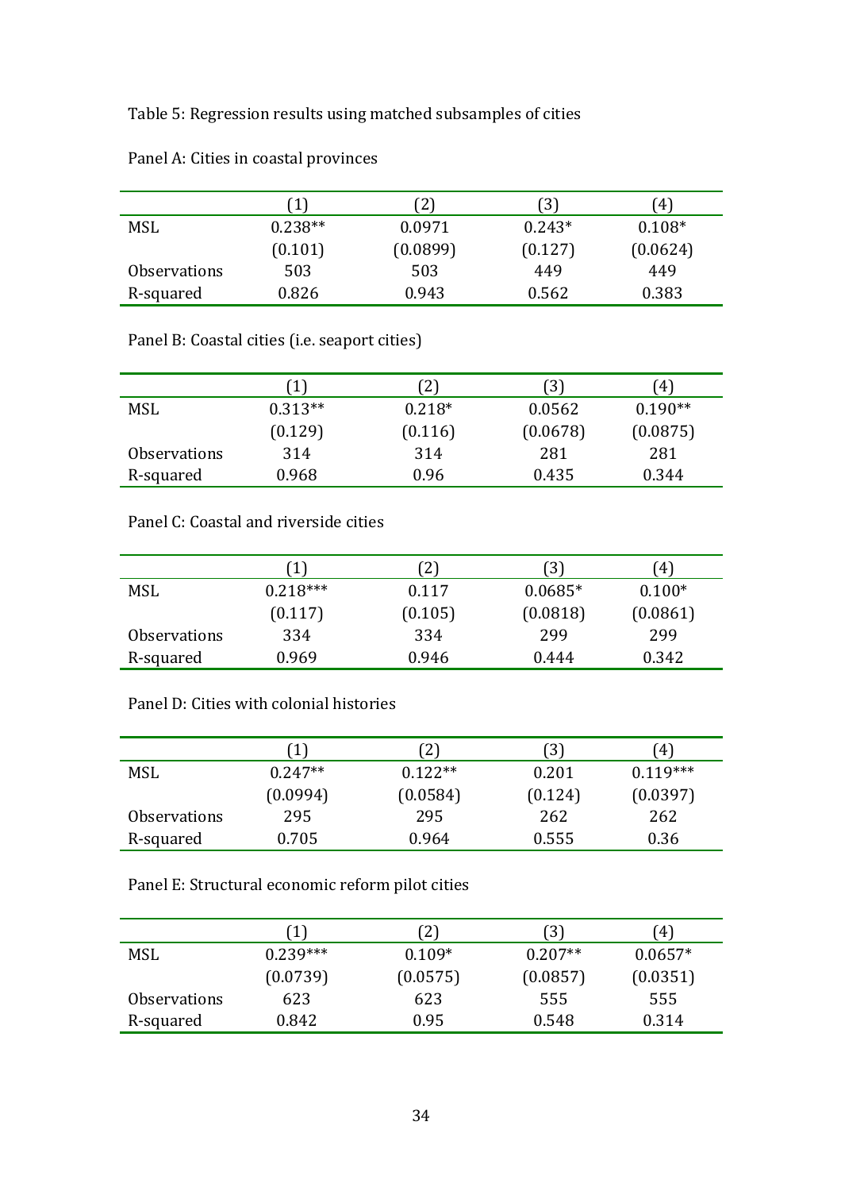Table 5: Regression results using matched subsamples of cities

Panel A: Cities in coastal provinces

| | (1) | (2) | (3) | (4) |
|---|---|---|---|---|
| MSL | 0.238** | 0.0971 | 0.243* | 0.108* |
| | (0.101) | (0.0899) | (0.127) | (0.0624) |
| Observations | 503 | 503 | 449 | 449 |
| R-squared | 0.826 | 0.943 | 0.562 | 0.383 |

Panel B: Coastal cities (i.e. seaport cities)

| | (1) | (2) | (3) | (4) |
|---|---|---|---|---|
| MSL | 0.313** | 0.218* | 0.0562 | 0.190** |
| | (0.129) | (0.116) | (0.0678) | (0.0875) |
| Observations | 314 | 314 | 281 | 281 |
| R-squared | 0.968 | 0.96 | 0.435 | 0.344 |

Panel C: Coastal and riverside cities

| | (1) | (2) | (3) | (4) |
|---|---|---|---|---|
| MSL | 0.218*** | 0.117 | 0.0685* | 0.100* |
| | (0.117) | (0.105) | (0.0818) | (0.0861) |
| Observations | 334 | 334 | 299 | 299 |
| R-squared | 0.969 | 0.946 | 0.444 | 0.342 |

Panel D: Cities with colonial histories

| | (1) | (2) | (3) | (4) |
|---|---|---|---|---|
| MSL | 0.247** | 0.122** | 0.201 | 0.119*** |
| | (0.0994) | (0.0584) | (0.124) | (0.0397) |
| Observations | 295 | 295 | 262 | 262 |
| R-squared | 0.705 | 0.964 | 0.555 | 0.36 |

Panel E: Structural economic reform pilot cities

| | (1) | (2) | (3) | (4) |
|---|---|---|---|---|
| MSL | 0.239*** | 0.109* | 0.207** | 0.0657* |
| | (0.0739) | (0.0575) | (0.0857) | (0.0351) |
| Observations | 623 | 623 | 555 | 555 |
| R-squared | 0.842 | 0.95 | 0.548 | 0.314 |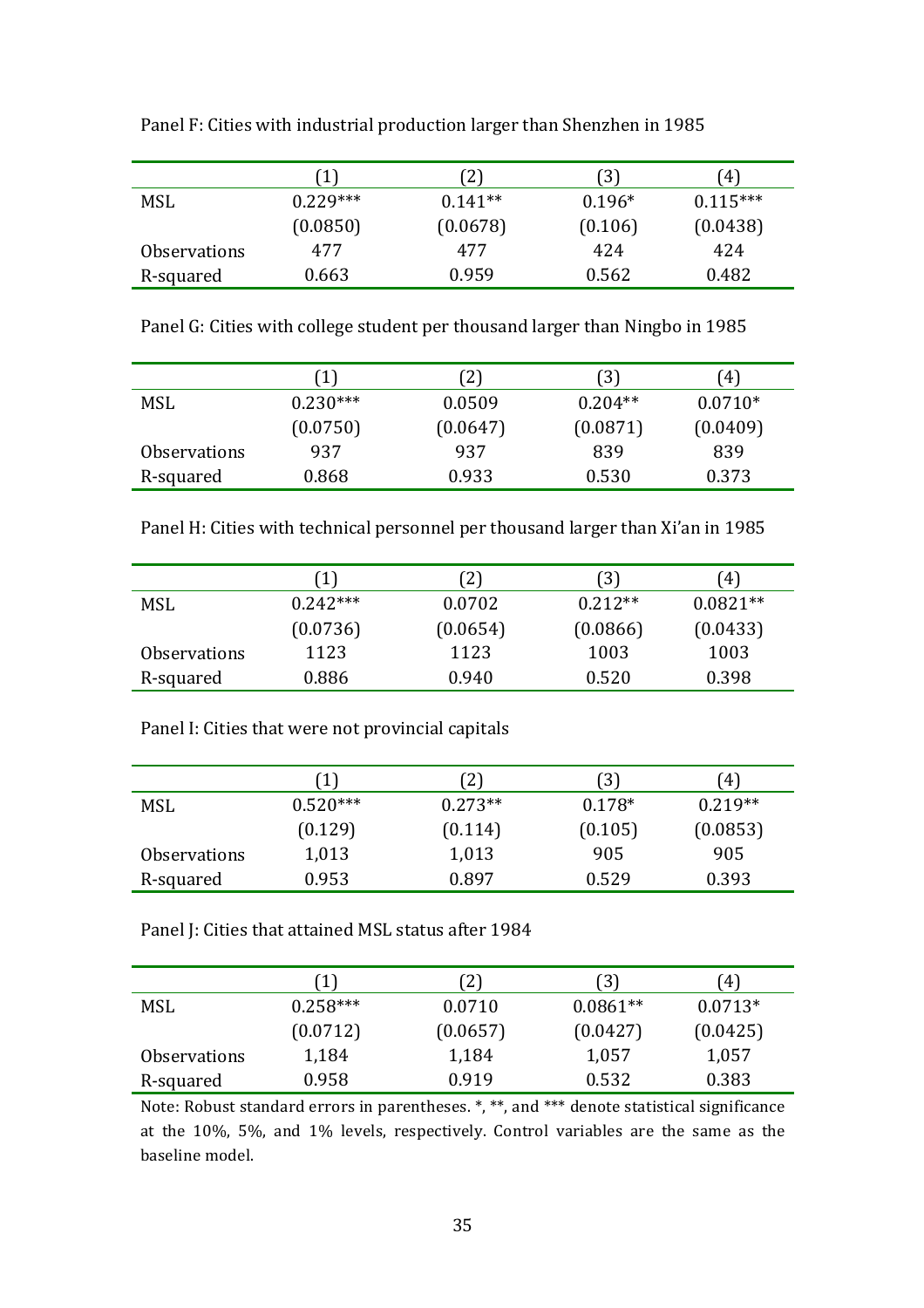Panel F: Cities with industrial production larger than Shenzhen in 1985

| | (1) | (2) | (3) | (4) |
|---|---|---|---|---|
| MSL | 0.229*** | 0.141** | 0.196* | 0.115*** |
| | (0.0850) | (0.0678) | (0.106) | (0.0438) |
| Observations | 477 | 477 | 424 | 424 |
| R-squared | 0.663 | 0.959 | 0.562 | 0.482 |

Panel G: Cities with college student per thousand larger than Ningbo in 1985

| | (1) | (2) | (3) | (4) |
|---|---|---|---|---|
| MSL | 0.230*** | 0.0509 | 0.204** | 0.0710* |
| | (0.0750) | (0.0647) | (0.0871) | (0.0409) |
| Observations | 937 | 937 | 839 | 839 |
| R-squared | 0.868 | 0.933 | 0.530 | 0.373 |

Panel H: Cities with technical personnel per thousand larger than Xi'an in 1985

| | (1) | (2) | (3) | (4) |
|---|---|---|---|---|
| MSL | 0.242*** | 0.0702 | 0.212** | 0.0821** |
| | (0.0736) | (0.0654) | (0.0866) | (0.0433) |
| Observations | 1123 | 1123 | 1003 | 1003 |
| R-squared | 0.886 | 0.940 | 0.520 | 0.398 |

Panel I: Cities that were not provincial capitals

| | (1) | (2) | (3) | (4) |
|---|---|---|---|---|
| MSL | 0.520*** | 0.273** | 0.178* | 0.219** |
| | (0.129) | (0.114) | (0.105) | (0.0853) |
| Observations | 1,013 | 1,013 | 905 | 905 |
| R-squared | 0.953 | 0.897 | 0.529 | 0.393 |

Panel J: Cities that attained MSL status after 1984

| | (1) | (2) | (3) | (4) |
|---|---|---|---|---|
| MSL | 0.258*** | 0.0710 | 0.0861** | 0.0713* |
| | (0.0712) | (0.0657) | (0.0427) | (0.0425) |
| Observations | 1,184 | 1,184 | 1,057 | 1,057 |
| R-squared | 0.958 | 0.919 | 0.532 | 0.383 |

Note: Robust standard errors in parentheses. *, **, and *** denote statistical significance at the 10%, 5%, and 1% levels, respectively. Control variables are the same as the baseline model.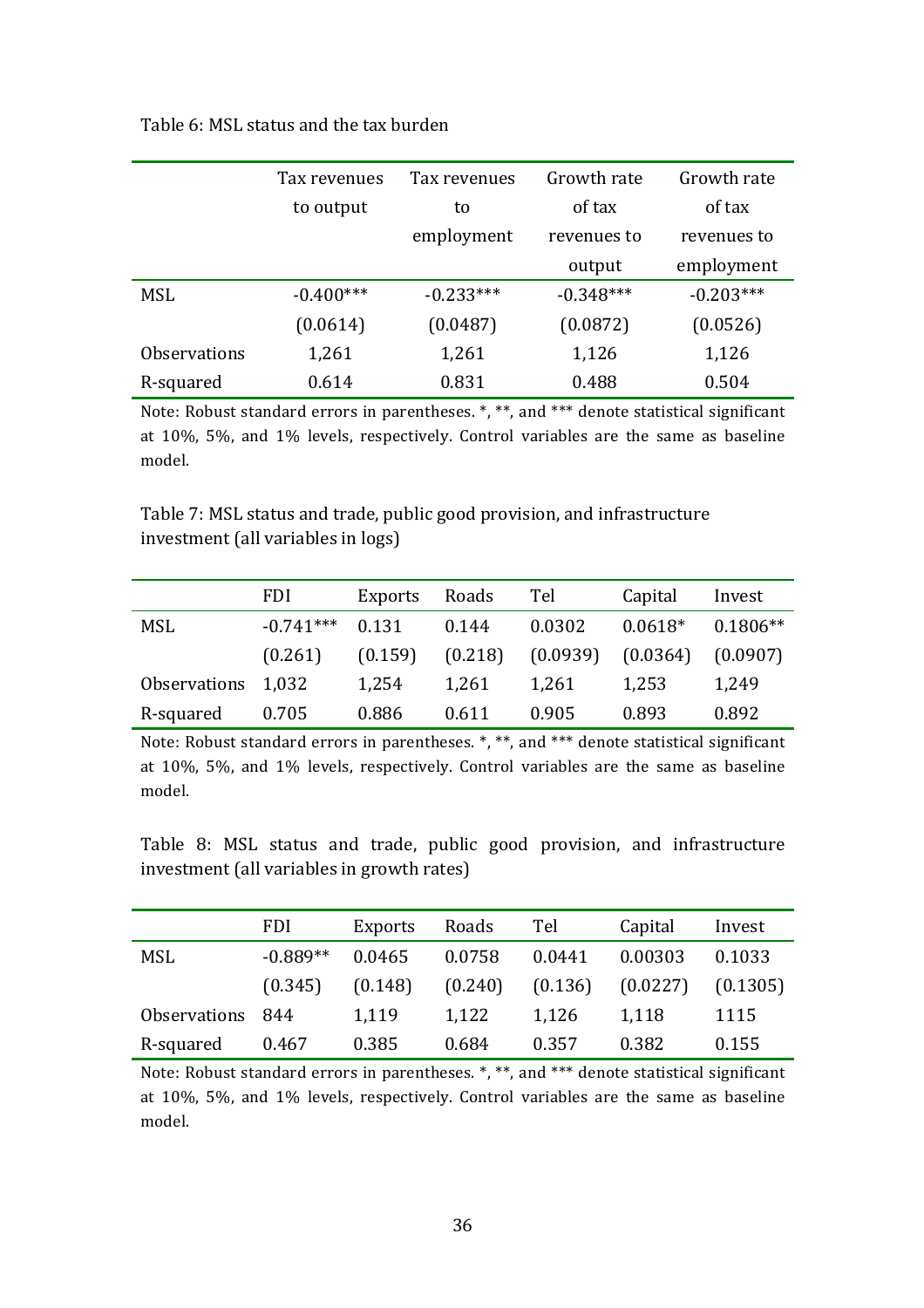Table 6: MSL status and the tax burden

| | Tax revenues to output | Tax revenues to employment | Growth rate of tax revenues to output | Growth rate of tax revenues to employment |
|---|---|---|---|---|
| MSL | -0.400*** | -0.233*** | -0.348*** | -0.203*** |
| | (0.0614) | (0.0487) | (0.0872) | (0.0526) |
| Observations | 1,261 | 1,261 | 1,126 | 1,126 |
| R-squared | 0.614 | 0.831 | 0.488 | 0.504 |

Note: Robust standard errors in parentheses. *, **, and *** denote statistical significant at 10%, 5%, and 1% levels, respectively. Control variables are the same as baseline model.

Table 7: MSL status and trade, public good provision, and infrastructure investment (all variables in logs)

| | FDI | Exports | Roads | Tel | Capital | Invest |
|---|---|---|---|---|---|---|
| MSL | -0.741*** | 0.131 | 0.144 | 0.0302 | 0.0618* | 0.1806** |
| | (0.261) | (0.159) | (0.218) | (0.0939) | (0.0364) | (0.0907) |
| Observations | 1,032 | 1,254 | 1,261 | 1,261 | 1,253 | 1,249 |
| R-squared | 0.705 | 0.886 | 0.611 | 0.905 | 0.893 | 0.892 |

Note: Robust standard errors in parentheses. *, **, and *** denote statistical significant at 10%, 5%, and 1% levels, respectively. Control variables are the same as baseline model.

Table 8: MSL status and trade, public good provision, and infrastructure investment (all variables in growth rates)

| | FDI | Exports | Roads | Tel | Capital | Invest |
|---|---|---|---|---|---|---|
| MSL | -0.889** | 0.0465 | 0.0758 | 0.0441 | 0.00303 | 0.1033 |
| | (0.345) | (0.148) | (0.240) | (0.136) | (0.0227) | (0.1305) |
| Observations | 844 | 1,119 | 1,122 | 1,126 | 1,118 | 1115 |
| R-squared | 0.467 | 0.385 | 0.684 | 0.357 | 0.382 | 0.155 |

Note: Robust standard errors in parentheses. *, **, and *** denote statistical significant at 10%, 5%, and 1% levels, respectively. Control variables are the same as baseline model.